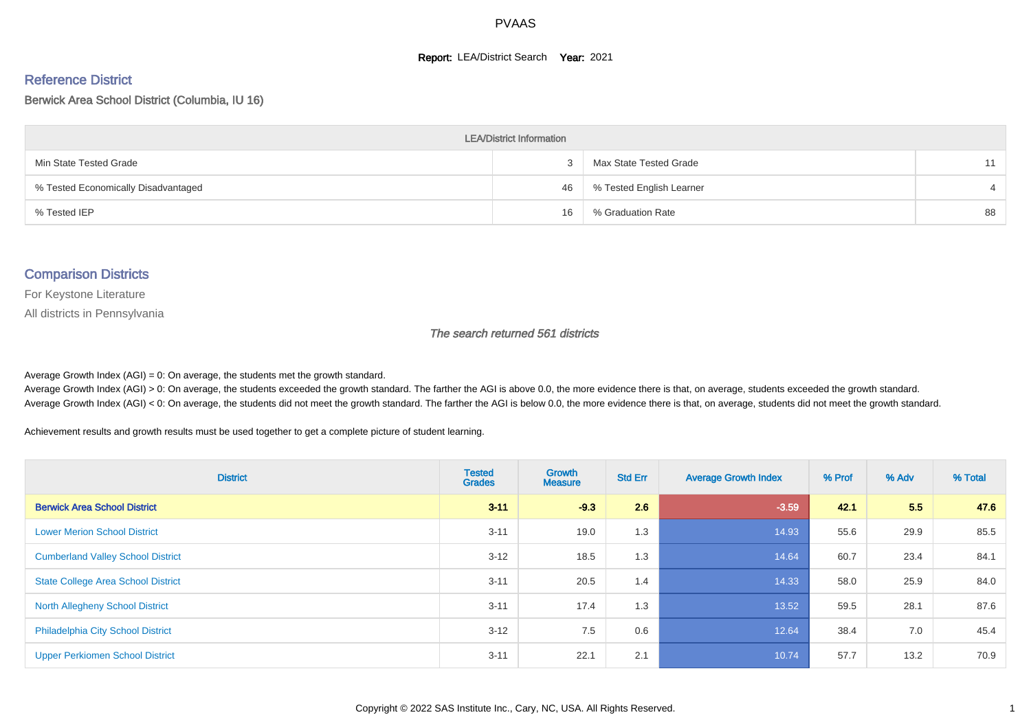# PVAAS

**Report:** LEA/District Search **Year:** 2021

## Reference District

Berwick Area School District (Columbia, IU 16)

| LEA/District Information | | | |
|---|---|---|---|
| Min State Tested Grade | 3 | Max State Tested Grade | 11 |
| % Tested Economically Disadvantaged | 46 | % Tested English Learner | 4 |
| % Tested IEP | 16 | % Graduation Rate | 88 |

## Comparison Districts

For Keystone Literature

All districts in Pennsylvania

*The search returned 561 districts*

Average Growth Index (AGI) = 0: On average, the students met the growth standard.
Average Growth Index (AGI) > 0: On average, the students exceeded the growth standard. The farther the AGI is above 0.0, the more evidence there is that, on average, students exceeded the growth standard.
Average Growth Index (AGI) < 0: On average, the students did not meet the growth standard. The farther the AGI is below 0.0, the more evidence there is that, on average, students did not meet the growth standard.

Achievement results and growth results must be used together to get a complete picture of student learning.

| District | Tested Grades | Growth Measure | Std Err | Average Growth Index | % Prof | % Adv | % Total |
|---|---|---|---|---|---|---|---|
| **Berwick Area School District** | **3-11** | **-9.3** | **2.6** | **-3.59** | **42.1** | **5.5** | **47.6** |
| Lower Merion School District | 3-11 | 19.0 | 1.3 | 14.93 | 55.6 | 29.9 | 85.5 |
| Cumberland Valley School District | 3-12 | 18.5 | 1.3 | 14.64 | 60.7 | 23.4 | 84.1 |
| State College Area School District | 3-11 | 20.5 | 1.4 | 14.33 | 58.0 | 25.9 | 84.0 |
| North Allegheny School District | 3-11 | 17.4 | 1.3 | 13.52 | 59.5 | 28.1 | 87.6 |
| Philadelphia City School District | 3-12 | 7.5 | 0.6 | 12.64 | 38.4 | 7.0 | 45.4 |
| Upper Perkiomen School District | 3-11 | 22.1 | 2.1 | 10.74 | 57.7 | 13.2 | 70.9 |

Copyright © 2022 SAS Institute Inc., Cary, NC, USA. All Rights Reserved.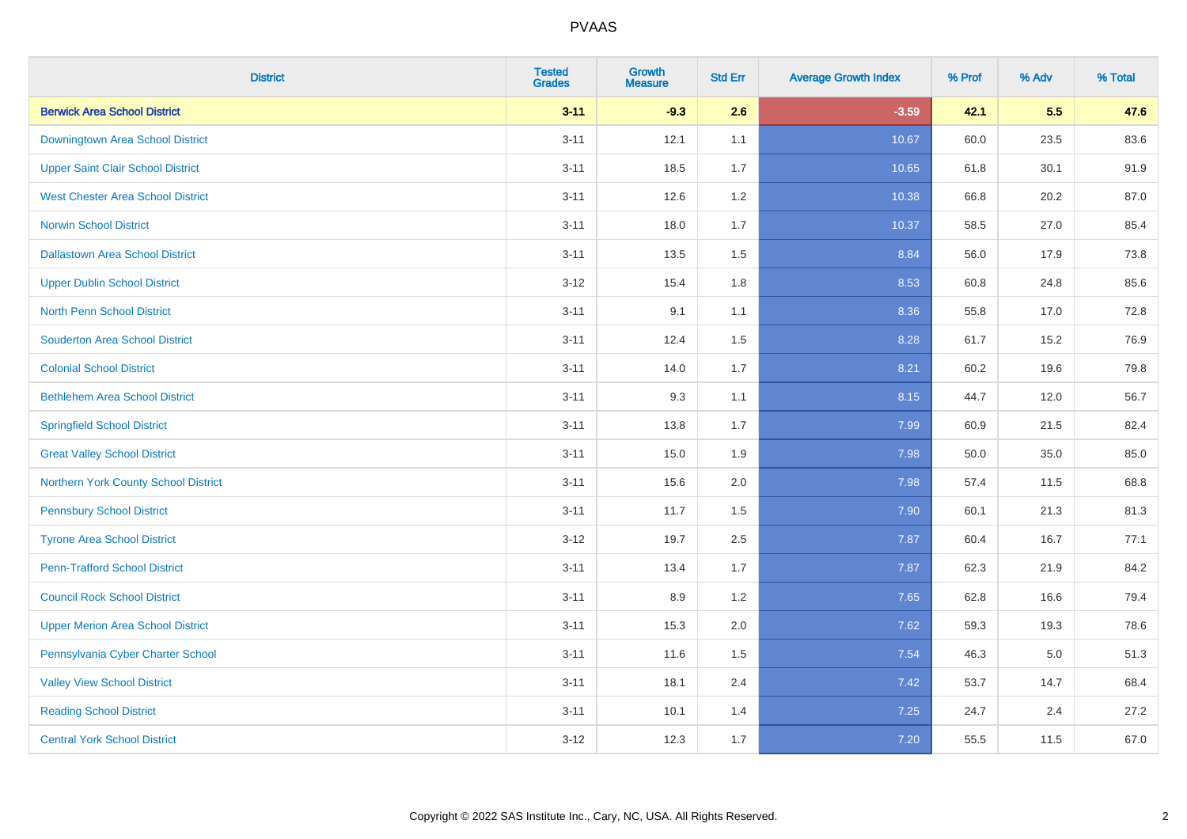| District | Tested Grades | Growth Measure | Std Err | Average Growth Index | % Prof | % Adv | % Total |
|---|---|---|---|---|---|---|---|
| **Berwick Area School District** | **3-11** | **-9.3** | **2.6** | **-3.59** | **42.1** | **5.5** | **47.6** |
| Downingtown Area School District | 3-11 | 12.1 | 1.1 | 10.67 | 60.0 | 23.5 | 83.6 |
| Upper Saint Clair School District | 3-11 | 18.5 | 1.7 | 10.65 | 61.8 | 30.1 | 91.9 |
| West Chester Area School District | 3-11 | 12.6 | 1.2 | 10.38 | 66.8 | 20.2 | 87.0 |
| Norwin School District | 3-11 | 18.0 | 1.7 | 10.37 | 58.5 | 27.0 | 85.4 |
| Dallastown Area School District | 3-11 | 13.5 | 1.5 | 8.84 | 56.0 | 17.9 | 73.8 |
| Upper Dublin School District | 3-12 | 15.4 | 1.8 | 8.53 | 60.8 | 24.8 | 85.6 |
| North Penn School District | 3-11 | 9.1 | 1.1 | 8.36 | 55.8 | 17.0 | 72.8 |
| Souderton Area School District | 3-11 | 12.4 | 1.5 | 8.28 | 61.7 | 15.2 | 76.9 |
| Colonial School District | 3-11 | 14.0 | 1.7 | 8.21 | 60.2 | 19.6 | 79.8 |
| Bethlehem Area School District | 3-11 | 9.3 | 1.1 | 8.15 | 44.7 | 12.0 | 56.7 |
| Springfield School District | 3-11 | 13.8 | 1.7 | 7.99 | 60.9 | 21.5 | 82.4 |
| Great Valley School District | 3-11 | 15.0 | 1.9 | 7.98 | 50.0 | 35.0 | 85.0 |
| Northern York County School District | 3-11 | 15.6 | 2.0 | 7.98 | 57.4 | 11.5 | 68.8 |
| Pennsbury School District | 3-11 | 11.7 | 1.5 | 7.90 | 60.1 | 21.3 | 81.3 |
| Tyrone Area School District | 3-12 | 19.7 | 2.5 | 7.87 | 60.4 | 16.7 | 77.1 |
| Penn-Trafford School District | 3-11 | 13.4 | 1.7 | 7.87 | 62.3 | 21.9 | 84.2 |
| Council Rock School District | 3-11 | 8.9 | 1.2 | 7.65 | 62.8 | 16.6 | 79.4 |
| Upper Merion Area School District | 3-11 | 15.3 | 2.0 | 7.62 | 59.3 | 19.3 | 78.6 |
| Pennsylvania Cyber Charter School | 3-11 | 11.6 | 1.5 | 7.54 | 46.3 | 5.0 | 51.3 |
| Valley View School District | 3-11 | 18.1 | 2.4 | 7.42 | 53.7 | 14.7 | 68.4 |
| Reading School District | 3-11 | 10.1 | 1.4 | 7.25 | 24.7 | 2.4 | 27.2 |
| Central York School District | 3-12 | 12.3 | 1.7 | 7.20 | 55.5 | 11.5 | 67.0 |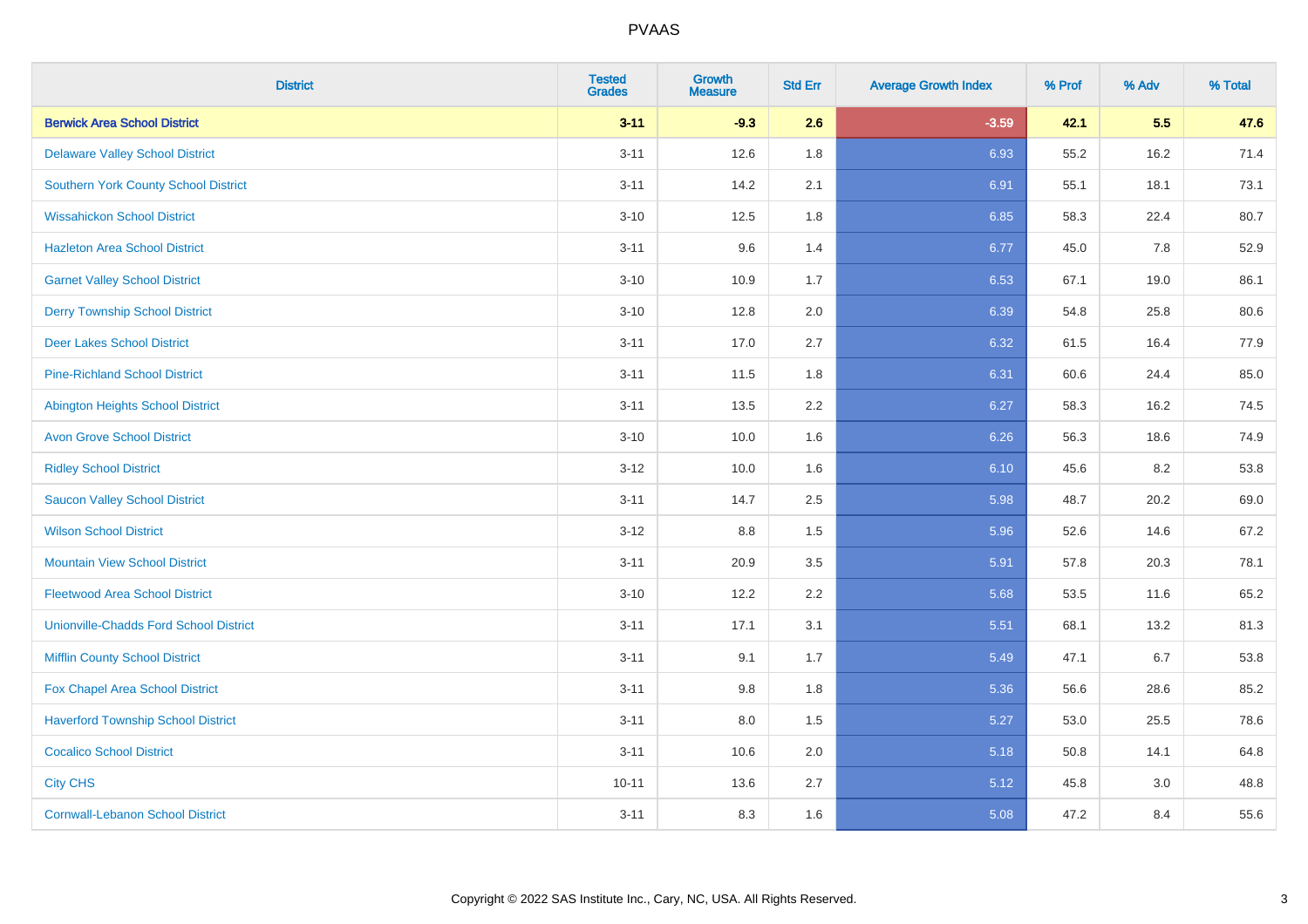| District | Tested Grades | Growth Measure | Std Err | Average Growth Index | % Prof | % Adv | % Total |
|---|---|---|---|---|---|---|---|
| **Berwick Area School District** | **3-11** | **-9.3** | **2.6** | **-3.59** | **42.1** | **5.5** | **47.6** |
| Delaware Valley School District | 3-11 | 12.6 | 1.8 | 6.93 | 55.2 | 16.2 | 71.4 |
| Southern York County School District | 3-11 | 14.2 | 2.1 | 6.91 | 55.1 | 18.1 | 73.1 |
| Wissahickon School District | 3-10 | 12.5 | 1.8 | 6.85 | 58.3 | 22.4 | 80.7 |
| Hazleton Area School District | 3-11 | 9.6 | 1.4 | 6.77 | 45.0 | 7.8 | 52.9 |
| Garnet Valley School District | 3-10 | 10.9 | 1.7 | 6.53 | 67.1 | 19.0 | 86.1 |
| Derry Township School District | 3-10 | 12.8 | 2.0 | 6.39 | 54.8 | 25.8 | 80.6 |
| Deer Lakes School District | 3-11 | 17.0 | 2.7 | 6.32 | 61.5 | 16.4 | 77.9 |
| Pine-Richland School District | 3-11 | 11.5 | 1.8 | 6.31 | 60.6 | 24.4 | 85.0 |
| Abington Heights School District | 3-11 | 13.5 | 2.2 | 6.27 | 58.3 | 16.2 | 74.5 |
| Avon Grove School District | 3-10 | 10.0 | 1.6 | 6.26 | 56.3 | 18.6 | 74.9 |
| Ridley School District | 3-12 | 10.0 | 1.6 | 6.10 | 45.6 | 8.2 | 53.8 |
| Saucon Valley School District | 3-11 | 14.7 | 2.5 | 5.98 | 48.7 | 20.2 | 69.0 |
| Wilson School District | 3-12 | 8.8 | 1.5 | 5.96 | 52.6 | 14.6 | 67.2 |
| Mountain View School District | 3-11 | 20.9 | 3.5 | 5.91 | 57.8 | 20.3 | 78.1 |
| Fleetwood Area School District | 3-10 | 12.2 | 2.2 | 5.68 | 53.5 | 11.6 | 65.2 |
| Unionville-Chadds Ford School District | 3-11 | 17.1 | 3.1 | 5.51 | 68.1 | 13.2 | 81.3 |
| Mifflin County School District | 3-11 | 9.1 | 1.7 | 5.49 | 47.1 | 6.7 | 53.8 |
| Fox Chapel Area School District | 3-11 | 9.8 | 1.8 | 5.36 | 56.6 | 28.6 | 85.2 |
| Haverford Township School District | 3-11 | 8.0 | 1.5 | 5.27 | 53.0 | 25.5 | 78.6 |
| Cocalico School District | 3-11 | 10.6 | 2.0 | 5.18 | 50.8 | 14.1 | 64.8 |
| City CHS | 10-11 | 13.6 | 2.7 | 5.12 | 45.8 | 3.0 | 48.8 |
| Cornwall-Lebanon School District | 3-11 | 8.3 | 1.6 | 5.08 | 47.2 | 8.4 | 55.6 |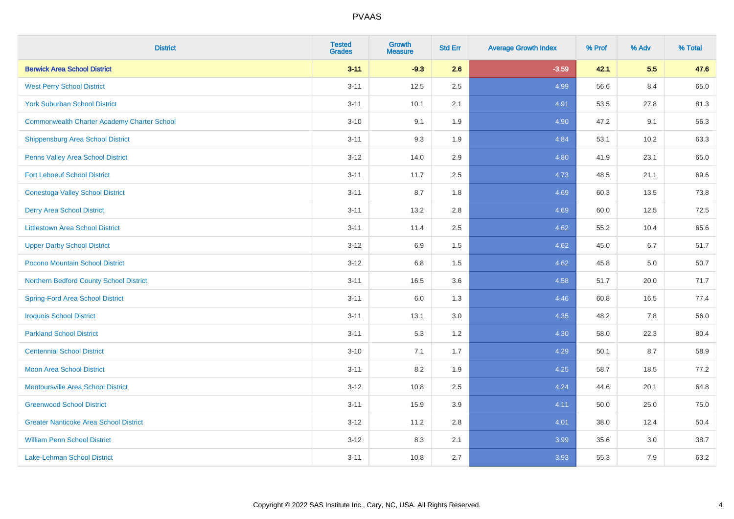| District | Tested Grades | Growth Measure | Std Err | Average Growth Index | % Prof | % Adv | % Total |
|---|---|---|---|---|---|---|---|
| **Berwick Area School District** | **3-11** | **-9.3** | **2.6** | **-3.59** | **42.1** | **5.5** | **47.6** |
| West Perry School District | 3-11 | 12.5 | 2.5 | 4.99 | 56.6 | 8.4 | 65.0 |
| York Suburban School District | 3-11 | 10.1 | 2.1 | 4.91 | 53.5 | 27.8 | 81.3 |
| Commonwealth Charter Academy Charter School | 3-10 | 9.1 | 1.9 | 4.90 | 47.2 | 9.1 | 56.3 |
| Shippensburg Area School District | 3-11 | 9.3 | 1.9 | 4.84 | 53.1 | 10.2 | 63.3 |
| Penns Valley Area School District | 3-12 | 14.0 | 2.9 | 4.80 | 41.9 | 23.1 | 65.0 |
| Fort Leboeuf School District | 3-11 | 11.7 | 2.5 | 4.73 | 48.5 | 21.1 | 69.6 |
| Conestoga Valley School District | 3-11 | 8.7 | 1.8 | 4.69 | 60.3 | 13.5 | 73.8 |
| Derry Area School District | 3-11 | 13.2 | 2.8 | 4.69 | 60.0 | 12.5 | 72.5 |
| Littlestown Area School District | 3-11 | 11.4 | 2.5 | 4.62 | 55.2 | 10.4 | 65.6 |
| Upper Darby School District | 3-12 | 6.9 | 1.5 | 4.62 | 45.0 | 6.7 | 51.7 |
| Pocono Mountain School District | 3-12 | 6.8 | 1.5 | 4.62 | 45.8 | 5.0 | 50.7 |
| Northern Bedford County School District | 3-11 | 16.5 | 3.6 | 4.58 | 51.7 | 20.0 | 71.7 |
| Spring-Ford Area School District | 3-11 | 6.0 | 1.3 | 4.46 | 60.8 | 16.5 | 77.4 |
| Iroquois School District | 3-11 | 13.1 | 3.0 | 4.35 | 48.2 | 7.8 | 56.0 |
| Parkland School District | 3-11 | 5.3 | 1.2 | 4.30 | 58.0 | 22.3 | 80.4 |
| Centennial School District | 3-10 | 7.1 | 1.7 | 4.29 | 50.1 | 8.7 | 58.9 |
| Moon Area School District | 3-11 | 8.2 | 1.9 | 4.25 | 58.7 | 18.5 | 77.2 |
| Montoursville Area School District | 3-12 | 10.8 | 2.5 | 4.24 | 44.6 | 20.1 | 64.8 |
| Greenwood School District | 3-11 | 15.9 | 3.9 | 4.11 | 50.0 | 25.0 | 75.0 |
| Greater Nanticoke Area School District | 3-12 | 11.2 | 2.8 | 4.01 | 38.0 | 12.4 | 50.4 |
| William Penn School District | 3-12 | 8.3 | 2.1 | 3.99 | 35.6 | 3.0 | 38.7 |
| Lake-Lehman School District | 3-11 | 10.8 | 2.7 | 3.93 | 55.3 | 7.9 | 63.2 |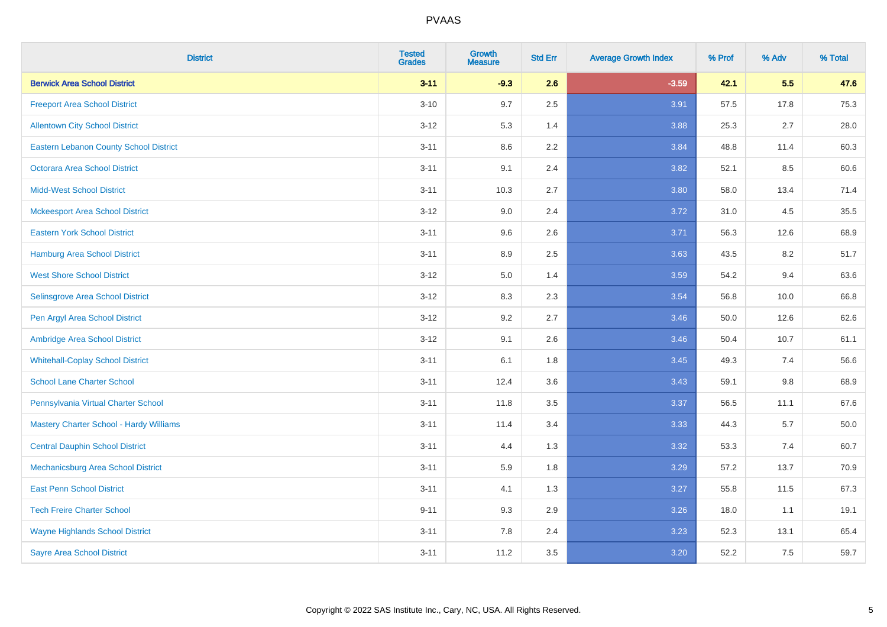| District | Tested Grades | Growth Measure | Std Err | Average Growth Index | % Prof | % Adv | % Total |
|---|---|---|---|---|---|---|---|
| **Berwick Area School District** | **3-11** | **-9.3** | **2.6** | **-3.59** | **42.1** | **5.5** | **47.6** |
| Freeport Area School District | 3-10 | 9.7 | 2.5 | 3.91 | 57.5 | 17.8 | 75.3 |
| Allentown City School District | 3-12 | 5.3 | 1.4 | 3.88 | 25.3 | 2.7 | 28.0 |
| Eastern Lebanon County School District | 3-11 | 8.6 | 2.2 | 3.84 | 48.8 | 11.4 | 60.3 |
| Octorara Area School District | 3-11 | 9.1 | 2.4 | 3.82 | 52.1 | 8.5 | 60.6 |
| Midd-West School District | 3-11 | 10.3 | 2.7 | 3.80 | 58.0 | 13.4 | 71.4 |
| Mckeesport Area School District | 3-12 | 9.0 | 2.4 | 3.72 | 31.0 | 4.5 | 35.5 |
| Eastern York School District | 3-11 | 9.6 | 2.6 | 3.71 | 56.3 | 12.6 | 68.9 |
| Hamburg Area School District | 3-11 | 8.9 | 2.5 | 3.63 | 43.5 | 8.2 | 51.7 |
| West Shore School District | 3-12 | 5.0 | 1.4 | 3.59 | 54.2 | 9.4 | 63.6 |
| Selinsgrove Area School District | 3-12 | 8.3 | 2.3 | 3.54 | 56.8 | 10.0 | 66.8 |
| Pen Argyl Area School District | 3-12 | 9.2 | 2.7 | 3.46 | 50.0 | 12.6 | 62.6 |
| Ambridge Area School District | 3-12 | 9.1 | 2.6 | 3.46 | 50.4 | 10.7 | 61.1 |
| Whitehall-Coplay School District | 3-11 | 6.1 | 1.8 | 3.45 | 49.3 | 7.4 | 56.6 |
| School Lane Charter School | 3-11 | 12.4 | 3.6 | 3.43 | 59.1 | 9.8 | 68.9 |
| Pennsylvania Virtual Charter School | 3-11 | 11.8 | 3.5 | 3.37 | 56.5 | 11.1 | 67.6 |
| Mastery Charter School - Hardy Williams | 3-11 | 11.4 | 3.4 | 3.33 | 44.3 | 5.7 | 50.0 |
| Central Dauphin School District | 3-11 | 4.4 | 1.3 | 3.32 | 53.3 | 7.4 | 60.7 |
| Mechanicsburg Area School District | 3-11 | 5.9 | 1.8 | 3.29 | 57.2 | 13.7 | 70.9 |
| East Penn School District | 3-11 | 4.1 | 1.3 | 3.27 | 55.8 | 11.5 | 67.3 |
| Tech Freire Charter School | 9-11 | 9.3 | 2.9 | 3.26 | 18.0 | 1.1 | 19.1 |
| Wayne Highlands School District | 3-11 | 7.8 | 2.4 | 3.23 | 52.3 | 13.1 | 65.4 |
| Sayre Area School District | 3-11 | 11.2 | 3.5 | 3.20 | 52.2 | 7.5 | 59.7 |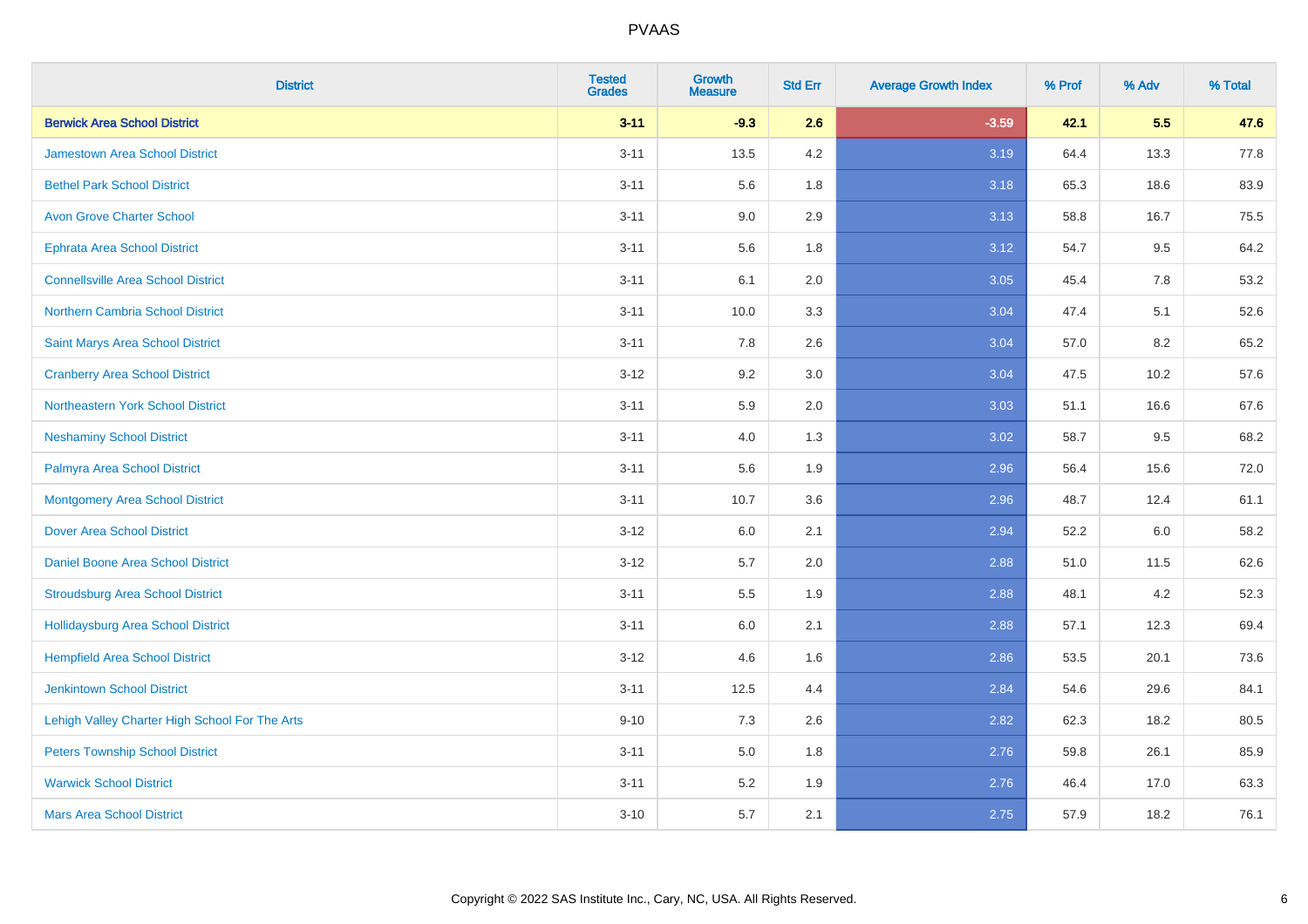# PVAAS

| District | Tested Grades | Growth Measure | Std Err | Average Growth Index | % Prof | % Adv | % Total |
|---|---|---|---|---|---|---|---|
| **Berwick Area School District** | **3-11** | **-9.3** | **2.6** | **-3.59** | **42.1** | **5.5** | **47.6** |
| Jamestown Area School District | 3-11 | 13.5 | 4.2 | 3.19 | 64.4 | 13.3 | 77.8 |
| Bethel Park School District | 3-11 | 5.6 | 1.8 | 3.18 | 65.3 | 18.6 | 83.9 |
| Avon Grove Charter School | 3-11 | 9.0 | 2.9 | 3.13 | 58.8 | 16.7 | 75.5 |
| Ephrata Area School District | 3-11 | 5.6 | 1.8 | 3.12 | 54.7 | 9.5 | 64.2 |
| Connellsville Area School District | 3-11 | 6.1 | 2.0 | 3.05 | 45.4 | 7.8 | 53.2 |
| Northern Cambria School District | 3-11 | 10.0 | 3.3 | 3.04 | 47.4 | 5.1 | 52.6 |
| Saint Marys Area School District | 3-11 | 7.8 | 2.6 | 3.04 | 57.0 | 8.2 | 65.2 |
| Cranberry Area School District | 3-12 | 9.2 | 3.0 | 3.04 | 47.5 | 10.2 | 57.6 |
| Northeastern York School District | 3-11 | 5.9 | 2.0 | 3.03 | 51.1 | 16.6 | 67.6 |
| Neshaminy School District | 3-11 | 4.0 | 1.3 | 3.02 | 58.7 | 9.5 | 68.2 |
| Palmyra Area School District | 3-11 | 5.6 | 1.9 | 2.96 | 56.4 | 15.6 | 72.0 |
| Montgomery Area School District | 3-11 | 10.7 | 3.6 | 2.96 | 48.7 | 12.4 | 61.1 |
| Dover Area School District | 3-12 | 6.0 | 2.1 | 2.94 | 52.2 | 6.0 | 58.2 |
| Daniel Boone Area School District | 3-12 | 5.7 | 2.0 | 2.88 | 51.0 | 11.5 | 62.6 |
| Stroudsburg Area School District | 3-11 | 5.5 | 1.9 | 2.88 | 48.1 | 4.2 | 52.3 |
| Hollidaysburg Area School District | 3-11 | 6.0 | 2.1 | 2.88 | 57.1 | 12.3 | 69.4 |
| Hempfield Area School District | 3-12 | 4.6 | 1.6 | 2.86 | 53.5 | 20.1 | 73.6 |
| Jenkintown School District | 3-11 | 12.5 | 4.4 | 2.84 | 54.6 | 29.6 | 84.1 |
| Lehigh Valley Charter High School For The Arts | 9-10 | 7.3 | 2.6 | 2.82 | 62.3 | 18.2 | 80.5 |
| Peters Township School District | 3-11 | 5.0 | 1.8 | 2.76 | 59.8 | 26.1 | 85.9 |
| Warwick School District | 3-11 | 5.2 | 1.9 | 2.76 | 46.4 | 17.0 | 63.3 |
| Mars Area School District | 3-10 | 5.7 | 2.1 | 2.75 | 57.9 | 18.2 | 76.1 |

Copyright © 2022 SAS Institute Inc., Cary, NC, USA. All Rights Reserved.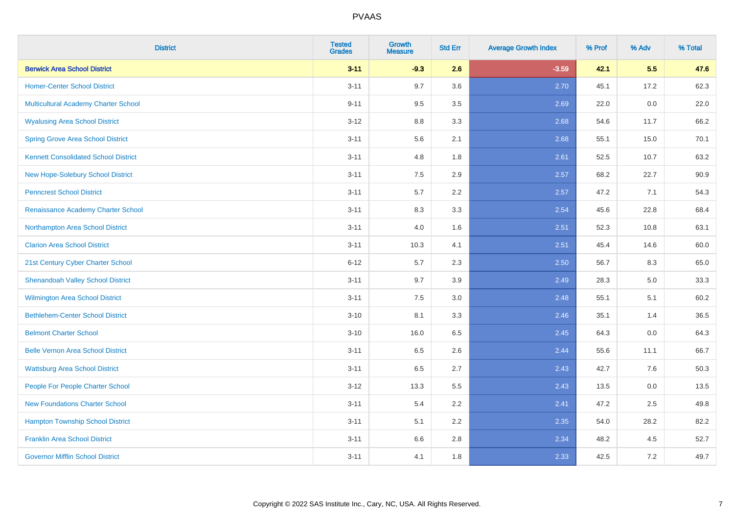# PVAAS

| District | Tested Grades | Growth Measure | Std Err | Average Growth Index | % Prof | % Adv | % Total |
|---|---|---|---|---|---|---|---|
| **Berwick Area School District** | **3-11** | **-9.3** | **2.6** | **-3.59** | **42.1** | **5.5** | **47.6** |
| Homer-Center School District | 3-11 | 9.7 | 3.6 | 2.70 | 45.1 | 17.2 | 62.3 |
| Multicultural Academy Charter School | 9-11 | 9.5 | 3.5 | 2.69 | 22.0 | 0.0 | 22.0 |
| Wyalusing Area School District | 3-12 | 8.8 | 3.3 | 2.68 | 54.6 | 11.7 | 66.2 |
| Spring Grove Area School District | 3-11 | 5.6 | 2.1 | 2.68 | 55.1 | 15.0 | 70.1 |
| Kennett Consolidated School District | 3-11 | 4.8 | 1.8 | 2.61 | 52.5 | 10.7 | 63.2 |
| New Hope-Solebury School District | 3-11 | 7.5 | 2.9 | 2.57 | 68.2 | 22.7 | 90.9 |
| Penncrest School District | 3-11 | 5.7 | 2.2 | 2.57 | 47.2 | 7.1 | 54.3 |
| Renaissance Academy Charter School | 3-11 | 8.3 | 3.3 | 2.54 | 45.6 | 22.8 | 68.4 |
| Northampton Area School District | 3-11 | 4.0 | 1.6 | 2.51 | 52.3 | 10.8 | 63.1 |
| Clarion Area School District | 3-11 | 10.3 | 4.1 | 2.51 | 45.4 | 14.6 | 60.0 |
| 21st Century Cyber Charter School | 6-12 | 5.7 | 2.3 | 2.50 | 56.7 | 8.3 | 65.0 |
| Shenandoah Valley School District | 3-11 | 9.7 | 3.9 | 2.49 | 28.3 | 5.0 | 33.3 |
| Wilmington Area School District | 3-11 | 7.5 | 3.0 | 2.48 | 55.1 | 5.1 | 60.2 |
| Bethlehem-Center School District | 3-10 | 8.1 | 3.3 | 2.46 | 35.1 | 1.4 | 36.5 |
| Belmont Charter School | 3-10 | 16.0 | 6.5 | 2.45 | 64.3 | 0.0 | 64.3 |
| Belle Vernon Area School District | 3-11 | 6.5 | 2.6 | 2.44 | 55.6 | 11.1 | 66.7 |
| Wattsburg Area School District | 3-11 | 6.5 | 2.7 | 2.43 | 42.7 | 7.6 | 50.3 |
| People For People Charter School | 3-12 | 13.3 | 5.5 | 2.43 | 13.5 | 0.0 | 13.5 |
| New Foundations Charter School | 3-11 | 5.4 | 2.2 | 2.41 | 47.2 | 2.5 | 49.8 |
| Hampton Township School District | 3-11 | 5.1 | 2.2 | 2.35 | 54.0 | 28.2 | 82.2 |
| Franklin Area School District | 3-11 | 6.6 | 2.8 | 2.34 | 48.2 | 4.5 | 52.7 |
| Governor Mifflin School District | 3-11 | 4.1 | 1.8 | 2.33 | 42.5 | 7.2 | 49.7 |

Copyright © 2022 SAS Institute Inc., Cary, NC, USA. All Rights Reserved.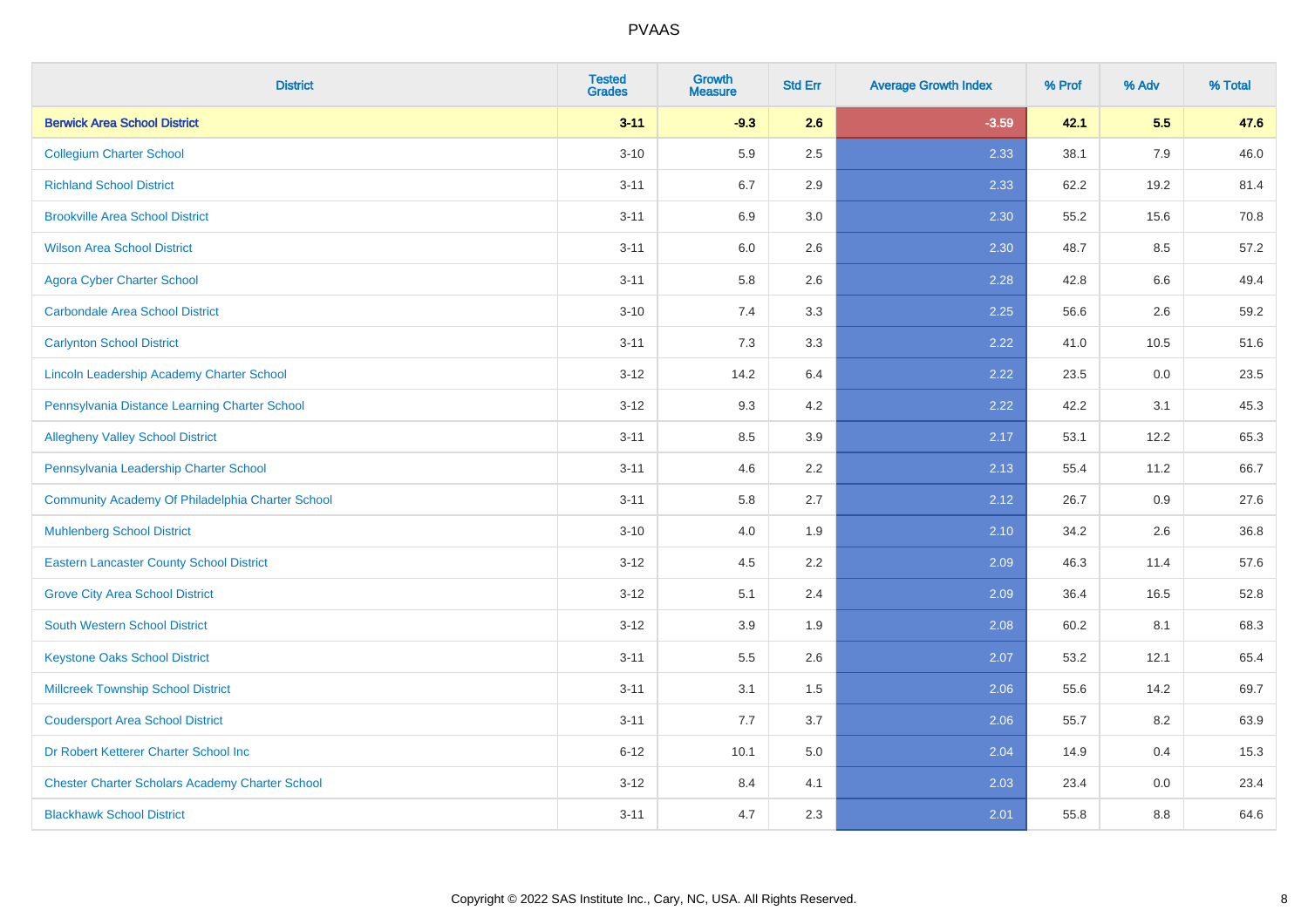| District | Tested Grades | Growth Measure | Std Err | Average Growth Index | % Prof | % Adv | % Total |
|---|---|---|---|---|---|---|---|
| **Berwick Area School District** | **3-11** | **-9.3** | **2.6** | **-3.59** | **42.1** | **5.5** | **47.6** |
| Collegium Charter School | 3-10 | 5.9 | 2.5 | 2.33 | 38.1 | 7.9 | 46.0 |
| Richland School District | 3-11 | 6.7 | 2.9 | 2.33 | 62.2 | 19.2 | 81.4 |
| Brookville Area School District | 3-11 | 6.9 | 3.0 | 2.30 | 55.2 | 15.6 | 70.8 |
| Wilson Area School District | 3-11 | 6.0 | 2.6 | 2.30 | 48.7 | 8.5 | 57.2 |
| Agora Cyber Charter School | 3-11 | 5.8 | 2.6 | 2.28 | 42.8 | 6.6 | 49.4 |
| Carbondale Area School District | 3-10 | 7.4 | 3.3 | 2.25 | 56.6 | 2.6 | 59.2 |
| Carlynton School District | 3-11 | 7.3 | 3.3 | 2.22 | 41.0 | 10.5 | 51.6 |
| Lincoln Leadership Academy Charter School | 3-12 | 14.2 | 6.4 | 2.22 | 23.5 | 0.0 | 23.5 |
| Pennsylvania Distance Learning Charter School | 3-12 | 9.3 | 4.2 | 2.22 | 42.2 | 3.1 | 45.3 |
| Allegheny Valley School District | 3-11 | 8.5 | 3.9 | 2.17 | 53.1 | 12.2 | 65.3 |
| Pennsylvania Leadership Charter School | 3-11 | 4.6 | 2.2 | 2.13 | 55.4 | 11.2 | 66.7 |
| Community Academy Of Philadelphia Charter School | 3-11 | 5.8 | 2.7 | 2.12 | 26.7 | 0.9 | 27.6 |
| Muhlenberg School District | 3-10 | 4.0 | 1.9 | 2.10 | 34.2 | 2.6 | 36.8 |
| Eastern Lancaster County School District | 3-12 | 4.5 | 2.2 | 2.09 | 46.3 | 11.4 | 57.6 |
| Grove City Area School District | 3-12 | 5.1 | 2.4 | 2.09 | 36.4 | 16.5 | 52.8 |
| South Western School District | 3-12 | 3.9 | 1.9 | 2.08 | 60.2 | 8.1 | 68.3 |
| Keystone Oaks School District | 3-11 | 5.5 | 2.6 | 2.07 | 53.2 | 12.1 | 65.4 |
| Millcreek Township School District | 3-11 | 3.1 | 1.5 | 2.06 | 55.6 | 14.2 | 69.7 |
| Coudersport Area School District | 3-11 | 7.7 | 3.7 | 2.06 | 55.7 | 8.2 | 63.9 |
| Dr Robert Ketterer Charter School Inc | 6-12 | 10.1 | 5.0 | 2.04 | 14.9 | 0.4 | 15.3 |
| Chester Charter Scholars Academy Charter School | 3-12 | 8.4 | 4.1 | 2.03 | 23.4 | 0.0 | 23.4 |
| Blackhawk School District | 3-11 | 4.7 | 2.3 | 2.01 | 55.8 | 8.8 | 64.6 |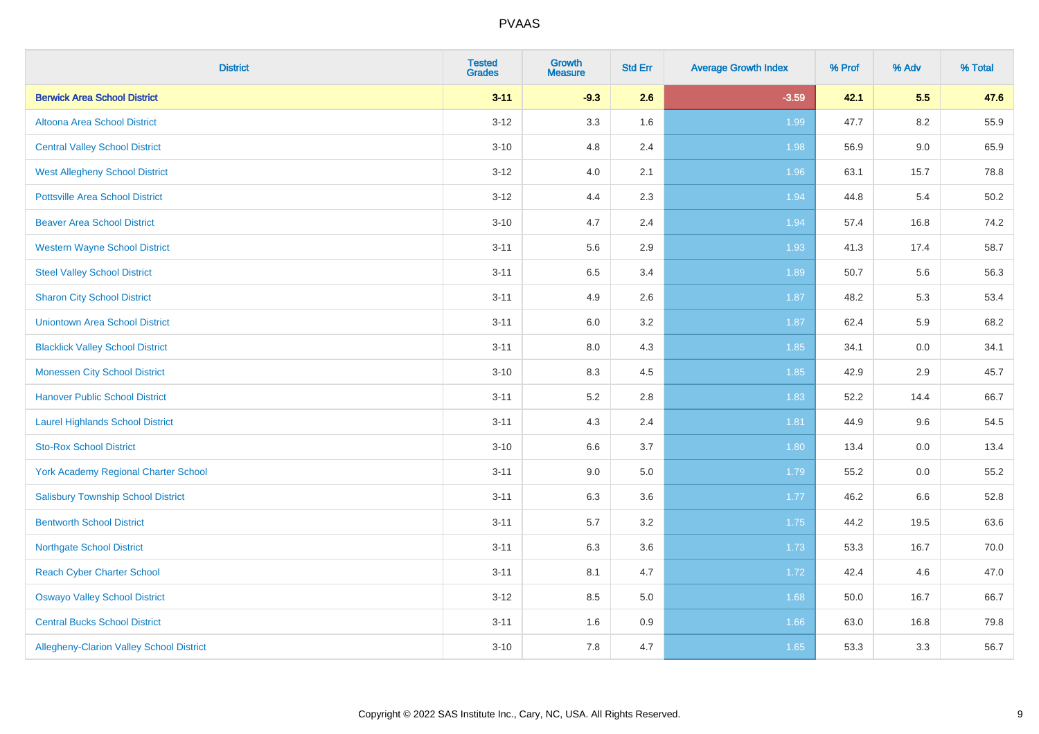# PVAAS

| District | Tested Grades | Growth Measure | Std Err | Average Growth Index | % Prof | % Adv | % Total |
|---|---|---|---|---|---|---|---|
| **Berwick Area School District** | **3-11** | **-9.3** | **2.6** | **-3.59** | **42.1** | **5.5** | **47.6** |
| Altoona Area School District | 3-12 | 3.3 | 1.6 | 1.99 | 47.7 | 8.2 | 55.9 |
| Central Valley School District | 3-10 | 4.8 | 2.4 | 1.98 | 56.9 | 9.0 | 65.9 |
| West Allegheny School District | 3-12 | 4.0 | 2.1 | 1.96 | 63.1 | 15.7 | 78.8 |
| Pottsville Area School District | 3-12 | 4.4 | 2.3 | 1.94 | 44.8 | 5.4 | 50.2 |
| Beaver Area School District | 3-10 | 4.7 | 2.4 | 1.94 | 57.4 | 16.8 | 74.2 |
| Western Wayne School District | 3-11 | 5.6 | 2.9 | 1.93 | 41.3 | 17.4 | 58.7 |
| Steel Valley School District | 3-11 | 6.5 | 3.4 | 1.89 | 50.7 | 5.6 | 56.3 |
| Sharon City School District | 3-11 | 4.9 | 2.6 | 1.87 | 48.2 | 5.3 | 53.4 |
| Uniontown Area School District | 3-11 | 6.0 | 3.2 | 1.87 | 62.4 | 5.9 | 68.2 |
| Blacklick Valley School District | 3-11 | 8.0 | 4.3 | 1.85 | 34.1 | 0.0 | 34.1 |
| Monessen City School District | 3-10 | 8.3 | 4.5 | 1.85 | 42.9 | 2.9 | 45.7 |
| Hanover Public School District | 3-11 | 5.2 | 2.8 | 1.83 | 52.2 | 14.4 | 66.7 |
| Laurel Highlands School District | 3-11 | 4.3 | 2.4 | 1.81 | 44.9 | 9.6 | 54.5 |
| Sto-Rox School District | 3-10 | 6.6 | 3.7 | 1.80 | 13.4 | 0.0 | 13.4 |
| York Academy Regional Charter School | 3-11 | 9.0 | 5.0 | 1.79 | 55.2 | 0.0 | 55.2 |
| Salisbury Township School District | 3-11 | 6.3 | 3.6 | 1.77 | 46.2 | 6.6 | 52.8 |
| Bentworth School District | 3-11 | 5.7 | 3.2 | 1.75 | 44.2 | 19.5 | 63.6 |
| Northgate School District | 3-11 | 6.3 | 3.6 | 1.73 | 53.3 | 16.7 | 70.0 |
| Reach Cyber Charter School | 3-11 | 8.1 | 4.7 | 1.72 | 42.4 | 4.6 | 47.0 |
| Oswayo Valley School District | 3-12 | 8.5 | 5.0 | 1.68 | 50.0 | 16.7 | 66.7 |
| Central Bucks School District | 3-11 | 1.6 | 0.9 | 1.66 | 63.0 | 16.8 | 79.8 |
| Allegheny-Clarion Valley School District | 3-10 | 7.8 | 4.7 | 1.65 | 53.3 | 3.3 | 56.7 |

Copyright © 2022 SAS Institute Inc., Cary, NC, USA. All Rights Reserved.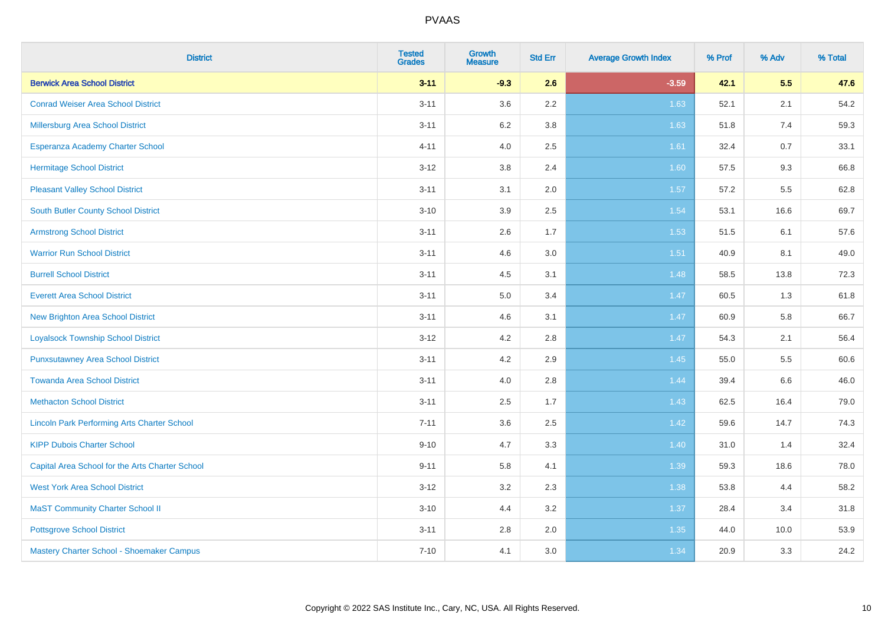# PVAAS

| District | Tested Grades | Growth Measure | Std Err | Average Growth Index | % Prof | % Adv | % Total |
|---|---|---|---|---|---|---|---|
| **Berwick Area School District** | **3-11** | **-9.3** | **2.6** | **-3.59** | **42.1** | **5.5** | **47.6** |
| Conrad Weiser Area School District | 3-11 | 3.6 | 2.2 | 1.63 | 52.1 | 2.1 | 54.2 |
| Millersburg Area School District | 3-11 | 6.2 | 3.8 | 1.63 | 51.8 | 7.4 | 59.3 |
| Esperanza Academy Charter School | 4-11 | 4.0 | 2.5 | 1.61 | 32.4 | 0.7 | 33.1 |
| Hermitage School District | 3-12 | 3.8 | 2.4 | 1.60 | 57.5 | 9.3 | 66.8 |
| Pleasant Valley School District | 3-11 | 3.1 | 2.0 | 1.57 | 57.2 | 5.5 | 62.8 |
| South Butler County School District | 3-10 | 3.9 | 2.5 | 1.54 | 53.1 | 16.6 | 69.7 |
| Armstrong School District | 3-11 | 2.6 | 1.7 | 1.53 | 51.5 | 6.1 | 57.6 |
| Warrior Run School District | 3-11 | 4.6 | 3.0 | 1.51 | 40.9 | 8.1 | 49.0 |
| Burrell School District | 3-11 | 4.5 | 3.1 | 1.48 | 58.5 | 13.8 | 72.3 |
| Everett Area School District | 3-11 | 5.0 | 3.4 | 1.47 | 60.5 | 1.3 | 61.8 |
| New Brighton Area School District | 3-11 | 4.6 | 3.1 | 1.47 | 60.9 | 5.8 | 66.7 |
| Loyalsock Township School District | 3-12 | 4.2 | 2.8 | 1.47 | 54.3 | 2.1 | 56.4 |
| Punxsutawney Area School District | 3-11 | 4.2 | 2.9 | 1.45 | 55.0 | 5.5 | 60.6 |
| Towanda Area School District | 3-11 | 4.0 | 2.8 | 1.44 | 39.4 | 6.6 | 46.0 |
| Methacton School District | 3-11 | 2.5 | 1.7 | 1.43 | 62.5 | 16.4 | 79.0 |
| Lincoln Park Performing Arts Charter School | 7-11 | 3.6 | 2.5 | 1.42 | 59.6 | 14.7 | 74.3 |
| KIPP Dubois Charter School | 9-10 | 4.7 | 3.3 | 1.40 | 31.0 | 1.4 | 32.4 |
| Capital Area School for the Arts Charter School | 9-11 | 5.8 | 4.1 | 1.39 | 59.3 | 18.6 | 78.0 |
| West York Area School District | 3-12 | 3.2 | 2.3 | 1.38 | 53.8 | 4.4 | 58.2 |
| MaST Community Charter School II | 3-10 | 4.4 | 3.2 | 1.37 | 28.4 | 3.4 | 31.8 |
| Pottsgrove School District | 3-11 | 2.8 | 2.0 | 1.35 | 44.0 | 10.0 | 53.9 |
| Mastery Charter School - Shoemaker Campus | 7-10 | 4.1 | 3.0 | 1.34 | 20.9 | 3.3 | 24.2 |

Copyright © 2022 SAS Institute Inc., Cary, NC, USA. All Rights Reserved.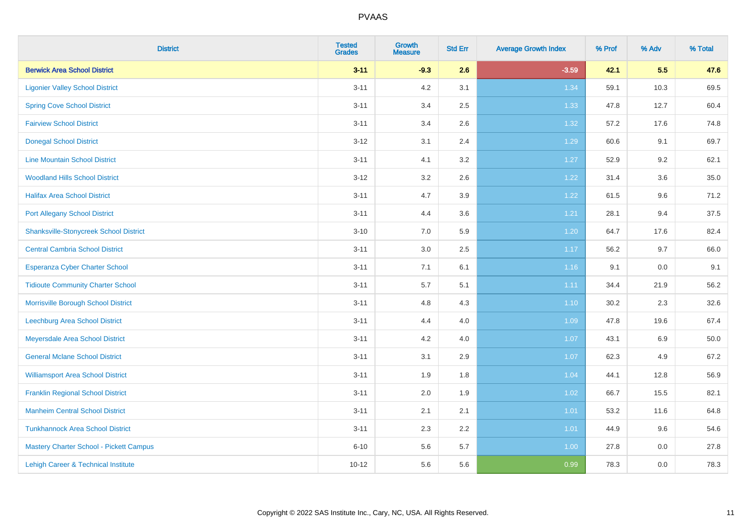| District | Tested Grades | Growth Measure | Std Err | Average Growth Index | % Prof | % Adv | % Total |
|---|---|---|---|---|---|---|---|
| **Berwick Area School District** | **3-11** | **-9.3** | **2.6** | **-3.59** | **42.1** | **5.5** | **47.6** |
| Ligonier Valley School District | 3-11 | 4.2 | 3.1 | 1.34 | 59.1 | 10.3 | 69.5 |
| Spring Cove School District | 3-11 | 3.4 | 2.5 | 1.33 | 47.8 | 12.7 | 60.4 |
| Fairview School District | 3-11 | 3.4 | 2.6 | 1.32 | 57.2 | 17.6 | 74.8 |
| Donegal School District | 3-12 | 3.1 | 2.4 | 1.29 | 60.6 | 9.1 | 69.7 |
| Line Mountain School District | 3-11 | 4.1 | 3.2 | 1.27 | 52.9 | 9.2 | 62.1 |
| Woodland Hills School District | 3-12 | 3.2 | 2.6 | 1.22 | 31.4 | 3.6 | 35.0 |
| Halifax Area School District | 3-11 | 4.7 | 3.9 | 1.22 | 61.5 | 9.6 | 71.2 |
| Port Allegany School District | 3-11 | 4.4 | 3.6 | 1.21 | 28.1 | 9.4 | 37.5 |
| Shanksville-Stonycreek School District | 3-10 | 7.0 | 5.9 | 1.20 | 64.7 | 17.6 | 82.4 |
| Central Cambria School District | 3-11 | 3.0 | 2.5 | 1.17 | 56.2 | 9.7 | 66.0 |
| Esperanza Cyber Charter School | 3-11 | 7.1 | 6.1 | 1.16 | 9.1 | 0.0 | 9.1 |
| Tidioute Community Charter School | 3-11 | 5.7 | 5.1 | 1.11 | 34.4 | 21.9 | 56.2 |
| Morrisville Borough School District | 3-11 | 4.8 | 4.3 | 1.10 | 30.2 | 2.3 | 32.6 |
| Leechburg Area School District | 3-11 | 4.4 | 4.0 | 1.09 | 47.8 | 19.6 | 67.4 |
| Meyersdale Area School District | 3-11 | 4.2 | 4.0 | 1.07 | 43.1 | 6.9 | 50.0 |
| General Mclane School District | 3-11 | 3.1 | 2.9 | 1.07 | 62.3 | 4.9 | 67.2 |
| Williamsport Area School District | 3-11 | 1.9 | 1.8 | 1.04 | 44.1 | 12.8 | 56.9 |
| Franklin Regional School District | 3-11 | 2.0 | 1.9 | 1.02 | 66.7 | 15.5 | 82.1 |
| Manheim Central School District | 3-11 | 2.1 | 2.1 | 1.01 | 53.2 | 11.6 | 64.8 |
| Tunkhannock Area School District | 3-11 | 2.3 | 2.2 | 1.01 | 44.9 | 9.6 | 54.6 |
| Mastery Charter School - Pickett Campus | 6-10 | 5.6 | 5.7 | 1.00 | 27.8 | 0.0 | 27.8 |
| Lehigh Career & Technical Institute | 10-12 | 5.6 | 5.6 | 0.99 | 78.3 | 0.0 | 78.3 |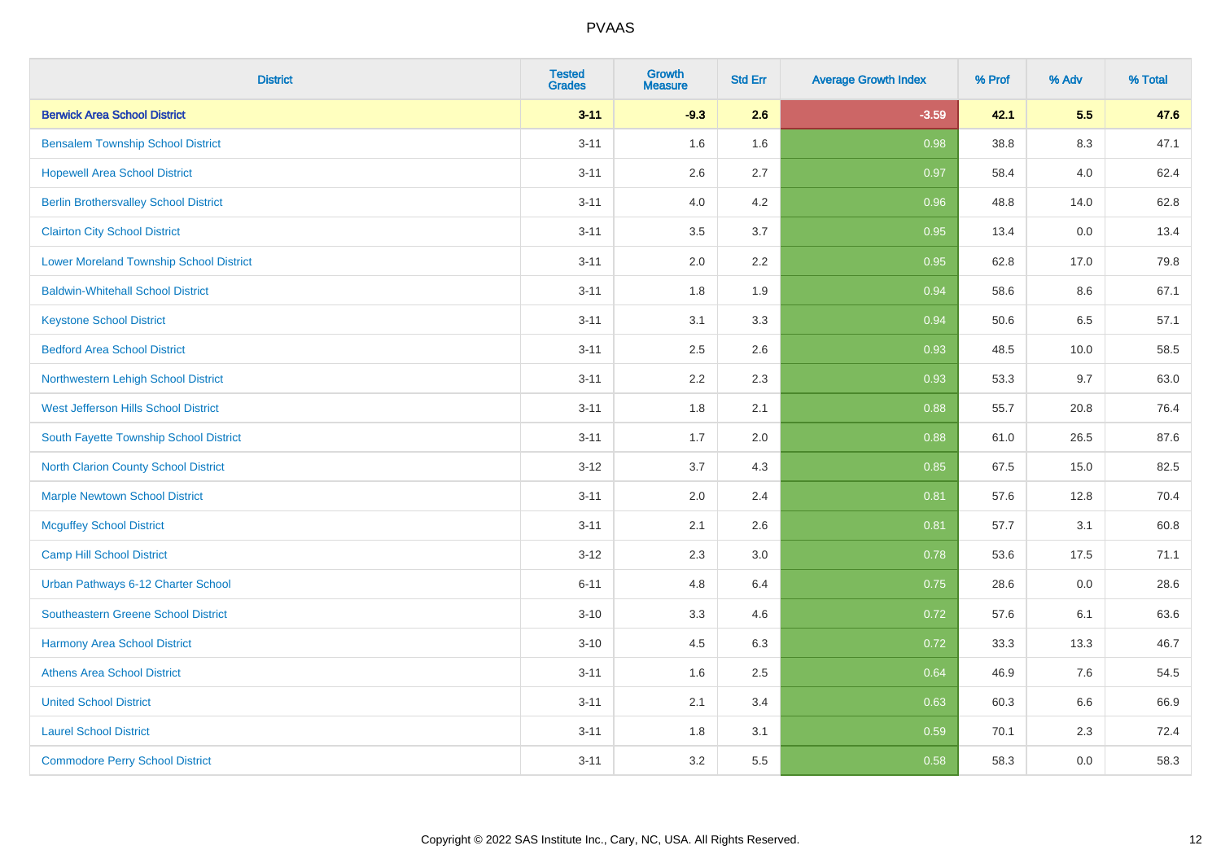| District | Tested Grades | Growth Measure | Std Err | Average Growth Index | % Prof | % Adv | % Total |
|---|---|---|---|---|---|---|---|
| **Berwick Area School District** | **3-11** | **-9.3** | **2.6** | **-3.59** | **42.1** | **5.5** | **47.6** |
| Bensalem Township School District | 3-11 | 1.6 | 1.6 | 0.98 | 38.8 | 8.3 | 47.1 |
| Hopewell Area School District | 3-11 | 2.6 | 2.7 | 0.97 | 58.4 | 4.0 | 62.4 |
| Berlin Brothersvalley School District | 3-11 | 4.0 | 4.2 | 0.96 | 48.8 | 14.0 | 62.8 |
| Clairton City School District | 3-11 | 3.5 | 3.7 | 0.95 | 13.4 | 0.0 | 13.4 |
| Lower Moreland Township School District | 3-11 | 2.0 | 2.2 | 0.95 | 62.8 | 17.0 | 79.8 |
| Baldwin-Whitehall School District | 3-11 | 1.8 | 1.9 | 0.94 | 58.6 | 8.6 | 67.1 |
| Keystone School District | 3-11 | 3.1 | 3.3 | 0.94 | 50.6 | 6.5 | 57.1 |
| Bedford Area School District | 3-11 | 2.5 | 2.6 | 0.93 | 48.5 | 10.0 | 58.5 |
| Northwestern Lehigh School District | 3-11 | 2.2 | 2.3 | 0.93 | 53.3 | 9.7 | 63.0 |
| West Jefferson Hills School District | 3-11 | 1.8 | 2.1 | 0.88 | 55.7 | 20.8 | 76.4 |
| South Fayette Township School District | 3-11 | 1.7 | 2.0 | 0.88 | 61.0 | 26.5 | 87.6 |
| North Clarion County School District | 3-12 | 3.7 | 4.3 | 0.85 | 67.5 | 15.0 | 82.5 |
| Marple Newtown School District | 3-11 | 2.0 | 2.4 | 0.81 | 57.6 | 12.8 | 70.4 |
| Mcguffey School District | 3-11 | 2.1 | 2.6 | 0.81 | 57.7 | 3.1 | 60.8 |
| Camp Hill School District | 3-12 | 2.3 | 3.0 | 0.78 | 53.6 | 17.5 | 71.1 |
| Urban Pathways 6-12 Charter School | 6-11 | 4.8 | 6.4 | 0.75 | 28.6 | 0.0 | 28.6 |
| Southeastern Greene School District | 3-10 | 3.3 | 4.6 | 0.72 | 57.6 | 6.1 | 63.6 |
| Harmony Area School District | 3-10 | 4.5 | 6.3 | 0.72 | 33.3 | 13.3 | 46.7 |
| Athens Area School District | 3-11 | 1.6 | 2.5 | 0.64 | 46.9 | 7.6 | 54.5 |
| United School District | 3-11 | 2.1 | 3.4 | 0.63 | 60.3 | 6.6 | 66.9 |
| Laurel School District | 3-11 | 1.8 | 3.1 | 0.59 | 70.1 | 2.3 | 72.4 |
| Commodore Perry School District | 3-11 | 3.2 | 5.5 | 0.58 | 58.3 | 0.0 | 58.3 |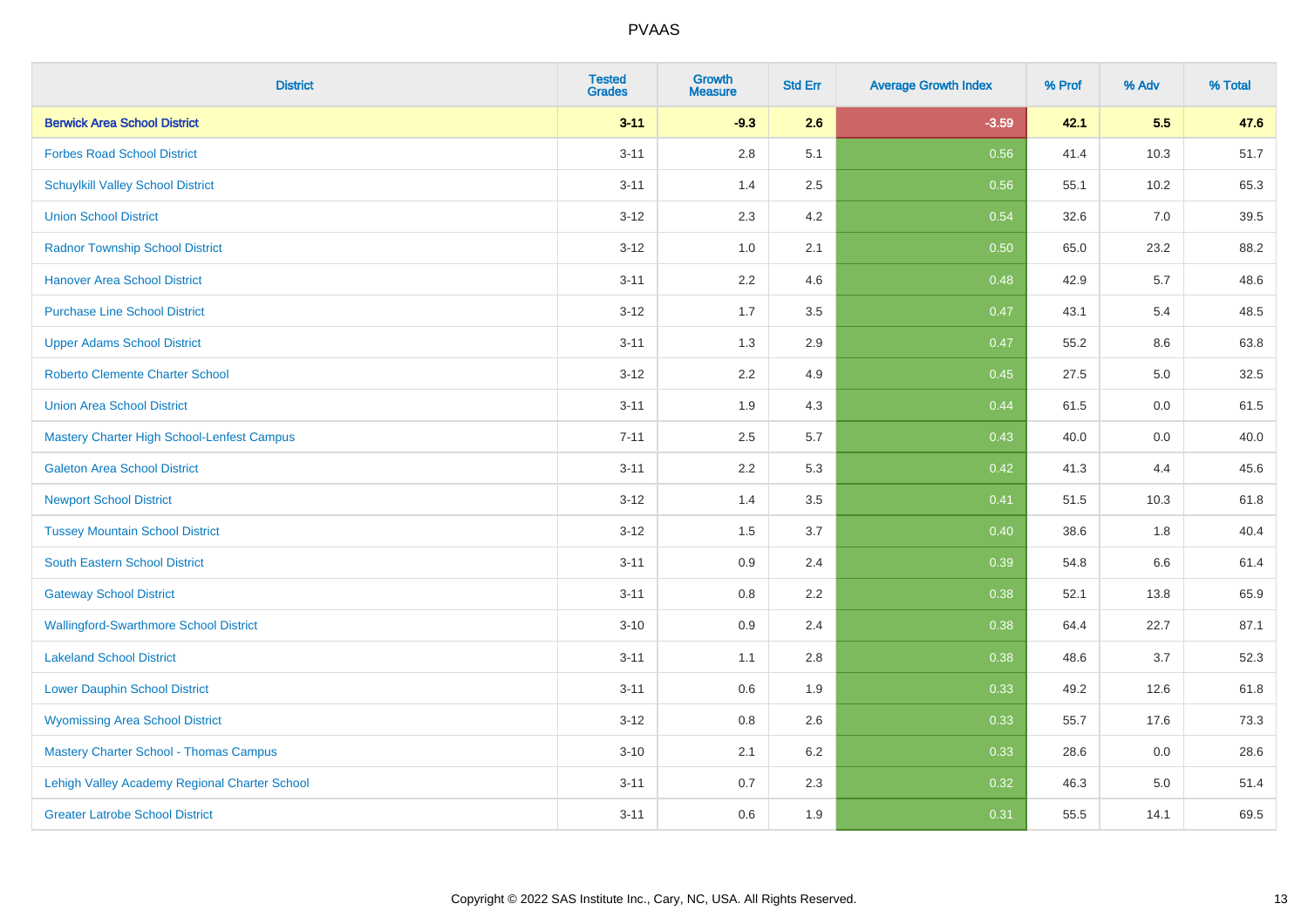# PVAAS

| District | Tested Grades | Growth Measure | Std Err | Average Growth Index | % Prof | % Adv | % Total |
|---|---|---|---|---|---|---|---|
| **Berwick Area School District** | **3-11** | **-9.3** | **2.6** | **-3.59** | **42.1** | **5.5** | **47.6** |
| Forbes Road School District | 3-11 | 2.8 | 5.1 | 0.56 | 41.4 | 10.3 | 51.7 |
| Schuylkill Valley School District | 3-11 | 1.4 | 2.5 | 0.56 | 55.1 | 10.2 | 65.3 |
| Union School District | 3-12 | 2.3 | 4.2 | 0.54 | 32.6 | 7.0 | 39.5 |
| Radnor Township School District | 3-12 | 1.0 | 2.1 | 0.50 | 65.0 | 23.2 | 88.2 |
| Hanover Area School District | 3-11 | 2.2 | 4.6 | 0.48 | 42.9 | 5.7 | 48.6 |
| Purchase Line School District | 3-12 | 1.7 | 3.5 | 0.47 | 43.1 | 5.4 | 48.5 |
| Upper Adams School District | 3-11 | 1.3 | 2.9 | 0.47 | 55.2 | 8.6 | 63.8 |
| Roberto Clemente Charter School | 3-12 | 2.2 | 4.9 | 0.45 | 27.5 | 5.0 | 32.5 |
| Union Area School District | 3-11 | 1.9 | 4.3 | 0.44 | 61.5 | 0.0 | 61.5 |
| Mastery Charter High School-Lenfest Campus | 7-11 | 2.5 | 5.7 | 0.43 | 40.0 | 0.0 | 40.0 |
| Galeton Area School District | 3-11 | 2.2 | 5.3 | 0.42 | 41.3 | 4.4 | 45.6 |
| Newport School District | 3-12 | 1.4 | 3.5 | 0.41 | 51.5 | 10.3 | 61.8 |
| Tussey Mountain School District | 3-12 | 1.5 | 3.7 | 0.40 | 38.6 | 1.8 | 40.4 |
| South Eastern School District | 3-11 | 0.9 | 2.4 | 0.39 | 54.8 | 6.6 | 61.4 |
| Gateway School District | 3-11 | 0.8 | 2.2 | 0.38 | 52.1 | 13.8 | 65.9 |
| Wallingford-Swarthmore School District | 3-10 | 0.9 | 2.4 | 0.38 | 64.4 | 22.7 | 87.1 |
| Lakeland School District | 3-11 | 1.1 | 2.8 | 0.38 | 48.6 | 3.7 | 52.3 |
| Lower Dauphin School District | 3-11 | 0.6 | 1.9 | 0.33 | 49.2 | 12.6 | 61.8 |
| Wyomissing Area School District | 3-12 | 0.8 | 2.6 | 0.33 | 55.7 | 17.6 | 73.3 |
| Mastery Charter School - Thomas Campus | 3-10 | 2.1 | 6.2 | 0.33 | 28.6 | 0.0 | 28.6 |
| Lehigh Valley Academy Regional Charter School | 3-11 | 0.7 | 2.3 | 0.32 | 46.3 | 5.0 | 51.4 |
| Greater Latrobe School District | 3-11 | 0.6 | 1.9 | 0.31 | 55.5 | 14.1 | 69.5 |

Copyright © 2022 SAS Institute Inc., Cary, NC, USA. All Rights Reserved.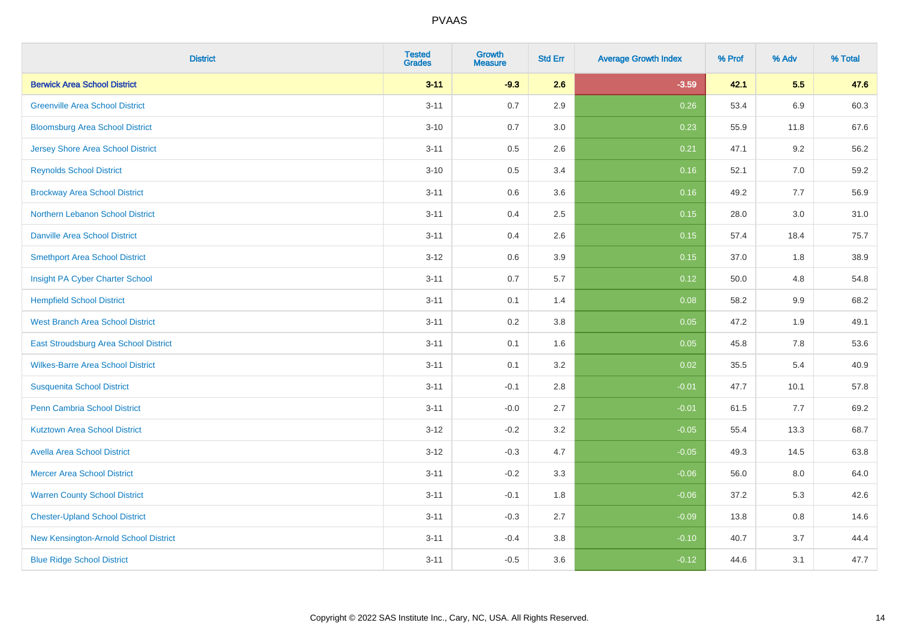# PVAAS

| District | Tested Grades | Growth Measure | Std Err | Average Growth Index | % Prof | % Adv | % Total |
|---|---|---|---|---|---|---|---|
| **Berwick Area School District** | **3-11** | **-9.3** | **2.6** | **-3.59** | **42.1** | **5.5** | **47.6** |
| Greenville Area School District | 3-11 | 0.7 | 2.9 | 0.26 | 53.4 | 6.9 | 60.3 |
| Bloomsburg Area School District | 3-10 | 0.7 | 3.0 | 0.23 | 55.9 | 11.8 | 67.6 |
| Jersey Shore Area School District | 3-11 | 0.5 | 2.6 | 0.21 | 47.1 | 9.2 | 56.2 |
| Reynolds School District | 3-10 | 0.5 | 3.4 | 0.16 | 52.1 | 7.0 | 59.2 |
| Brockway Area School District | 3-11 | 0.6 | 3.6 | 0.16 | 49.2 | 7.7 | 56.9 |
| Northern Lebanon School District | 3-11 | 0.4 | 2.5 | 0.15 | 28.0 | 3.0 | 31.0 |
| Danville Area School District | 3-11 | 0.4 | 2.6 | 0.15 | 57.4 | 18.4 | 75.7 |
| Smethport Area School District | 3-12 | 0.6 | 3.9 | 0.15 | 37.0 | 1.8 | 38.9 |
| Insight PA Cyber Charter School | 3-11 | 0.7 | 5.7 | 0.12 | 50.0 | 4.8 | 54.8 |
| Hempfield School District | 3-11 | 0.1 | 1.4 | 0.08 | 58.2 | 9.9 | 68.2 |
| West Branch Area School District | 3-11 | 0.2 | 3.8 | 0.05 | 47.2 | 1.9 | 49.1 |
| East Stroudsburg Area School District | 3-11 | 0.1 | 1.6 | 0.05 | 45.8 | 7.8 | 53.6 |
| Wilkes-Barre Area School District | 3-11 | 0.1 | 3.2 | 0.02 | 35.5 | 5.4 | 40.9 |
| Susquenita School District | 3-11 | -0.1 | 2.8 | -0.01 | 47.7 | 10.1 | 57.8 |
| Penn Cambria School District | 3-11 | -0.0 | 2.7 | -0.01 | 61.5 | 7.7 | 69.2 |
| Kutztown Area School District | 3-12 | -0.2 | 3.2 | -0.05 | 55.4 | 13.3 | 68.7 |
| Avella Area School District | 3-12 | -0.3 | 4.7 | -0.05 | 49.3 | 14.5 | 63.8 |
| Mercer Area School District | 3-11 | -0.2 | 3.3 | -0.06 | 56.0 | 8.0 | 64.0 |
| Warren County School District | 3-11 | -0.1 | 1.8 | -0.06 | 37.2 | 5.3 | 42.6 |
| Chester-Upland School District | 3-11 | -0.3 | 2.7 | -0.09 | 13.8 | 0.8 | 14.6 |
| New Kensington-Arnold School District | 3-11 | -0.4 | 3.8 | -0.10 | 40.7 | 3.7 | 44.4 |
| Blue Ridge School District | 3-11 | -0.5 | 3.6 | -0.12 | 44.6 | 3.1 | 47.7 |

Copyright © 2022 SAS Institute Inc., Cary, NC, USA. All Rights Reserved.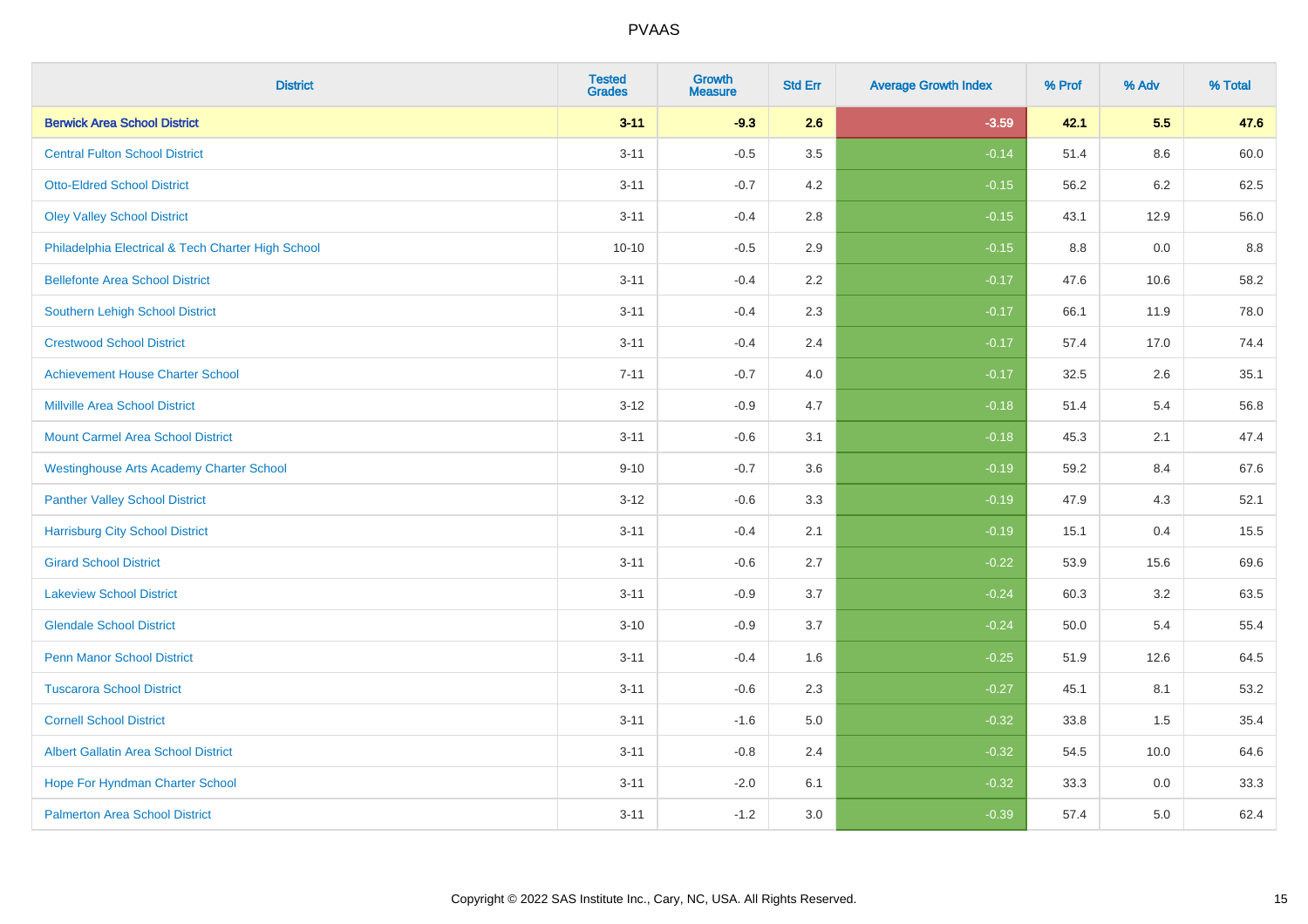| District | Tested Grades | Growth Measure | Std Err | Average Growth Index | % Prof | % Adv | % Total |
|---|---|---|---|---|---|---|---|
| **Berwick Area School District** | **3-11** | **-9.3** | **2.6** | **-3.59** | **42.1** | **5.5** | **47.6** |
| Central Fulton School District | 3-11 | -0.5 | 3.5 | -0.14 | 51.4 | 8.6 | 60.0 |
| Otto-Eldred School District | 3-11 | -0.7 | 4.2 | -0.15 | 56.2 | 6.2 | 62.5 |
| Oley Valley School District | 3-11 | -0.4 | 2.8 | -0.15 | 43.1 | 12.9 | 56.0 |
| Philadelphia Electrical & Tech Charter High School | 10-10 | -0.5 | 2.9 | -0.15 | 8.8 | 0.0 | 8.8 |
| Bellefonte Area School District | 3-11 | -0.4 | 2.2 | -0.17 | 47.6 | 10.6 | 58.2 |
| Southern Lehigh School District | 3-11 | -0.4 | 2.3 | -0.17 | 66.1 | 11.9 | 78.0 |
| Crestwood School District | 3-11 | -0.4 | 2.4 | -0.17 | 57.4 | 17.0 | 74.4 |
| Achievement House Charter School | 7-11 | -0.7 | 4.0 | -0.17 | 32.5 | 2.6 | 35.1 |
| Millville Area School District | 3-12 | -0.9 | 4.7 | -0.18 | 51.4 | 5.4 | 56.8 |
| Mount Carmel Area School District | 3-11 | -0.6 | 3.1 | -0.18 | 45.3 | 2.1 | 47.4 |
| Westinghouse Arts Academy Charter School | 9-10 | -0.7 | 3.6 | -0.19 | 59.2 | 8.4 | 67.6 |
| Panther Valley School District | 3-12 | -0.6 | 3.3 | -0.19 | 47.9 | 4.3 | 52.1 |
| Harrisburg City School District | 3-11 | -0.4 | 2.1 | -0.19 | 15.1 | 0.4 | 15.5 |
| Girard School District | 3-11 | -0.6 | 2.7 | -0.22 | 53.9 | 15.6 | 69.6 |
| Lakeview School District | 3-11 | -0.9 | 3.7 | -0.24 | 60.3 | 3.2 | 63.5 |
| Glendale School District | 3-10 | -0.9 | 3.7 | -0.24 | 50.0 | 5.4 | 55.4 |
| Penn Manor School District | 3-11 | -0.4 | 1.6 | -0.25 | 51.9 | 12.6 | 64.5 |
| Tuscarora School District | 3-11 | -0.6 | 2.3 | -0.27 | 45.1 | 8.1 | 53.2 |
| Cornell School District | 3-11 | -1.6 | 5.0 | -0.32 | 33.8 | 1.5 | 35.4 |
| Albert Gallatin Area School District | 3-11 | -0.8 | 2.4 | -0.32 | 54.5 | 10.0 | 64.6 |
| Hope For Hyndman Charter School | 3-11 | -2.0 | 6.1 | -0.32 | 33.3 | 0.0 | 33.3 |
| Palmerton Area School District | 3-11 | -1.2 | 3.0 | -0.39 | 57.4 | 5.0 | 62.4 |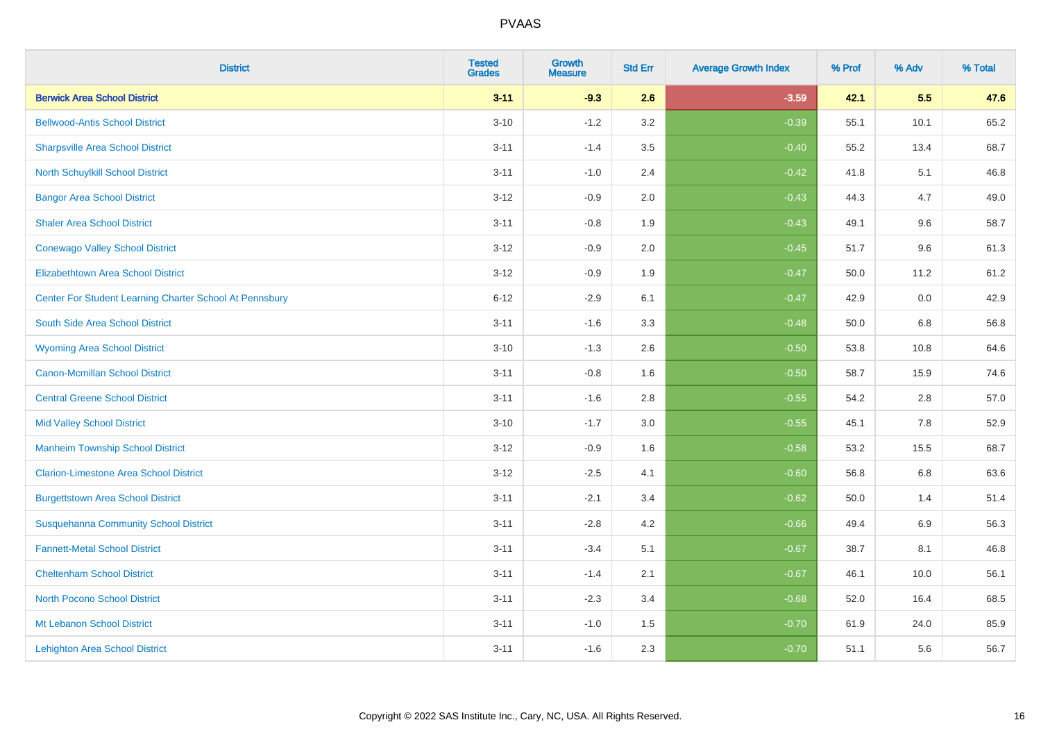# PVAAS

| District | Tested Grades | Growth Measure | Std Err | Average Growth Index | % Prof | % Adv | % Total |
|---|---|---|---|---|---|---|---|
| **Berwick Area School District** | **3-11** | **-9.3** | **2.6** | **-3.59** | **42.1** | **5.5** | **47.6** |
| Bellwood-Antis School District | 3-10 | -1.2 | 3.2 | -0.39 | 55.1 | 10.1 | 65.2 |
| Sharpsville Area School District | 3-11 | -1.4 | 3.5 | -0.40 | 55.2 | 13.4 | 68.7 |
| North Schuylkill School District | 3-11 | -1.0 | 2.4 | -0.42 | 41.8 | 5.1 | 46.8 |
| Bangor Area School District | 3-12 | -0.9 | 2.0 | -0.43 | 44.3 | 4.7 | 49.0 |
| Shaler Area School District | 3-11 | -0.8 | 1.9 | -0.43 | 49.1 | 9.6 | 58.7 |
| Conewago Valley School District | 3-12 | -0.9 | 2.0 | -0.45 | 51.7 | 9.6 | 61.3 |
| Elizabethtown Area School District | 3-12 | -0.9 | 1.9 | -0.47 | 50.0 | 11.2 | 61.2 |
| Center For Student Learning Charter School At Pennsbury | 6-12 | -2.9 | 6.1 | -0.47 | 42.9 | 0.0 | 42.9 |
| South Side Area School District | 3-11 | -1.6 | 3.3 | -0.48 | 50.0 | 6.8 | 56.8 |
| Wyoming Area School District | 3-10 | -1.3 | 2.6 | -0.50 | 53.8 | 10.8 | 64.6 |
| Canon-Mcmillan School District | 3-11 | -0.8 | 1.6 | -0.50 | 58.7 | 15.9 | 74.6 |
| Central Greene School District | 3-11 | -1.6 | 2.8 | -0.55 | 54.2 | 2.8 | 57.0 |
| Mid Valley School District | 3-10 | -1.7 | 3.0 | -0.55 | 45.1 | 7.8 | 52.9 |
| Manheim Township School District | 3-12 | -0.9 | 1.6 | -0.58 | 53.2 | 15.5 | 68.7 |
| Clarion-Limestone Area School District | 3-12 | -2.5 | 4.1 | -0.60 | 56.8 | 6.8 | 63.6 |
| Burgettstown Area School District | 3-11 | -2.1 | 3.4 | -0.62 | 50.0 | 1.4 | 51.4 |
| Susquehanna Community School District | 3-11 | -2.8 | 4.2 | -0.66 | 49.4 | 6.9 | 56.3 |
| Fannett-Metal School District | 3-11 | -3.4 | 5.1 | -0.67 | 38.7 | 8.1 | 46.8 |
| Cheltenham School District | 3-11 | -1.4 | 2.1 | -0.67 | 46.1 | 10.0 | 56.1 |
| North Pocono School District | 3-11 | -2.3 | 3.4 | -0.68 | 52.0 | 16.4 | 68.5 |
| Mt Lebanon School District | 3-11 | -1.0 | 1.5 | -0.70 | 61.9 | 24.0 | 85.9 |
| Lehighton Area School District | 3-11 | -1.6 | 2.3 | -0.70 | 51.1 | 5.6 | 56.7 |

Copyright © 2022 SAS Institute Inc., Cary, NC, USA. All Rights Reserved.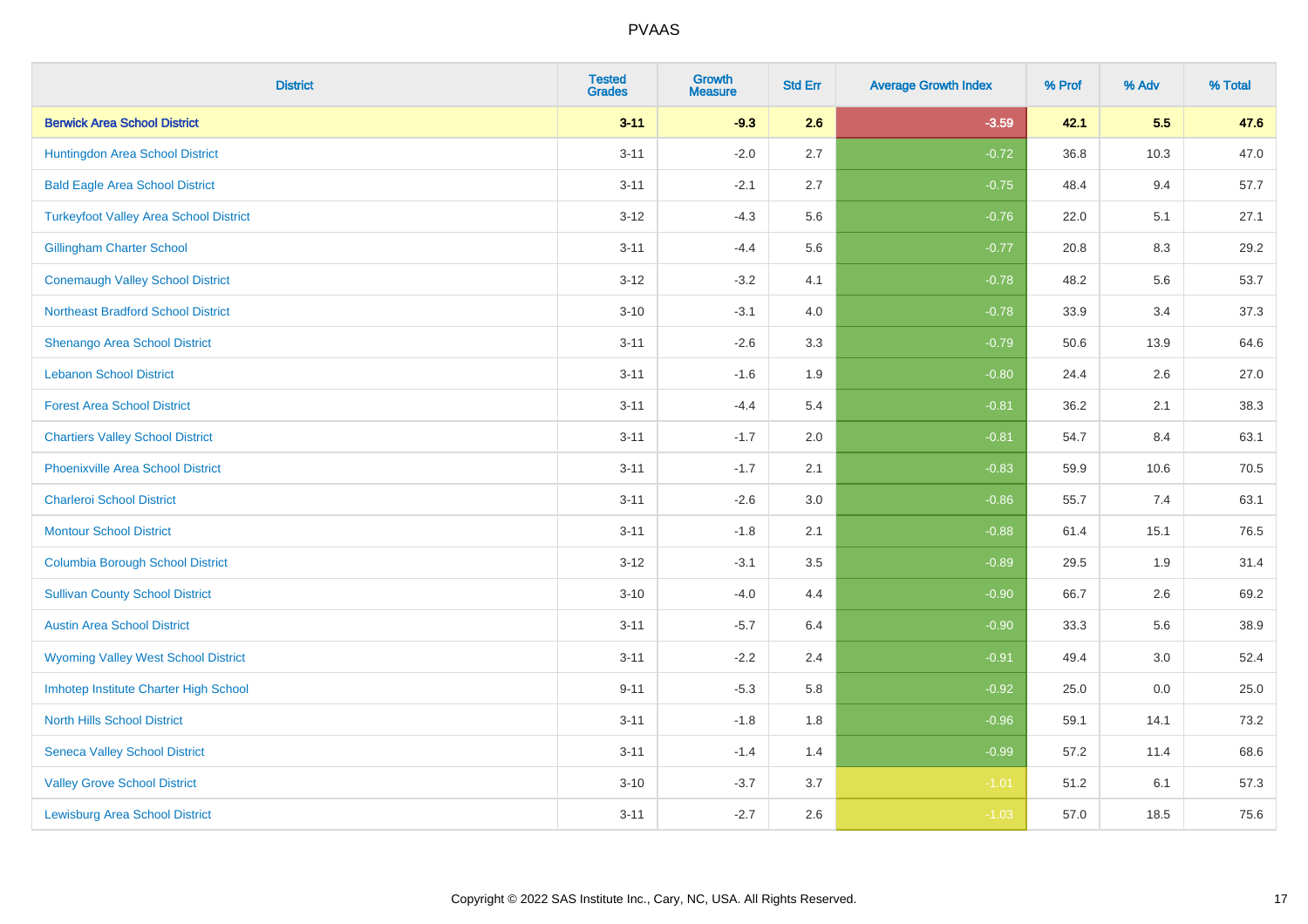| District | Tested Grades | Growth Measure | Std Err | Average Growth Index | % Prof | % Adv | % Total |
|---|---|---|---|---|---|---|---|
| **Berwick Area School District** | **3-11** | **-9.3** | **2.6** | **-3.59** | **42.1** | **5.5** | **47.6** |
| Huntingdon Area School District | 3-11 | -2.0 | 2.7 | -0.72 | 36.8 | 10.3 | 47.0 |
| Bald Eagle Area School District | 3-11 | -2.1 | 2.7 | -0.75 | 48.4 | 9.4 | 57.7 |
| Turkeyfoot Valley Area School District | 3-12 | -4.3 | 5.6 | -0.76 | 22.0 | 5.1 | 27.1 |
| Gillingham Charter School | 3-11 | -4.4 | 5.6 | -0.77 | 20.8 | 8.3 | 29.2 |
| Conemaugh Valley School District | 3-12 | -3.2 | 4.1 | -0.78 | 48.2 | 5.6 | 53.7 |
| Northeast Bradford School District | 3-10 | -3.1 | 4.0 | -0.78 | 33.9 | 3.4 | 37.3 |
| Shenango Area School District | 3-11 | -2.6 | 3.3 | -0.79 | 50.6 | 13.9 | 64.6 |
| Lebanon School District | 3-11 | -1.6 | 1.9 | -0.80 | 24.4 | 2.6 | 27.0 |
| Forest Area School District | 3-11 | -4.4 | 5.4 | -0.81 | 36.2 | 2.1 | 38.3 |
| Chartiers Valley School District | 3-11 | -1.7 | 2.0 | -0.81 | 54.7 | 8.4 | 63.1 |
| Phoenixville Area School District | 3-11 | -1.7 | 2.1 | -0.83 | 59.9 | 10.6 | 70.5 |
| Charleroi School District | 3-11 | -2.6 | 3.0 | -0.86 | 55.7 | 7.4 | 63.1 |
| Montour School District | 3-11 | -1.8 | 2.1 | -0.88 | 61.4 | 15.1 | 76.5 |
| Columbia Borough School District | 3-12 | -3.1 | 3.5 | -0.89 | 29.5 | 1.9 | 31.4 |
| Sullivan County School District | 3-10 | -4.0 | 4.4 | -0.90 | 66.7 | 2.6 | 69.2 |
| Austin Area School District | 3-11 | -5.7 | 6.4 | -0.90 | 33.3 | 5.6 | 38.9 |
| Wyoming Valley West School District | 3-11 | -2.2 | 2.4 | -0.91 | 49.4 | 3.0 | 52.4 |
| Imhotep Institute Charter High School | 9-11 | -5.3 | 5.8 | -0.92 | 25.0 | 0.0 | 25.0 |
| North Hills School District | 3-11 | -1.8 | 1.8 | -0.96 | 59.1 | 14.1 | 73.2 |
| Seneca Valley School District | 3-11 | -1.4 | 1.4 | -0.99 | 57.2 | 11.4 | 68.6 |
| Valley Grove School District | 3-10 | -3.7 | 3.7 | -1.01 | 51.2 | 6.1 | 57.3 |
| Lewisburg Area School District | 3-11 | -2.7 | 2.6 | -1.03 | 57.0 | 18.5 | 75.6 |

Copyright © 2022 SAS Institute Inc., Cary, NC, USA. All Rights Reserved.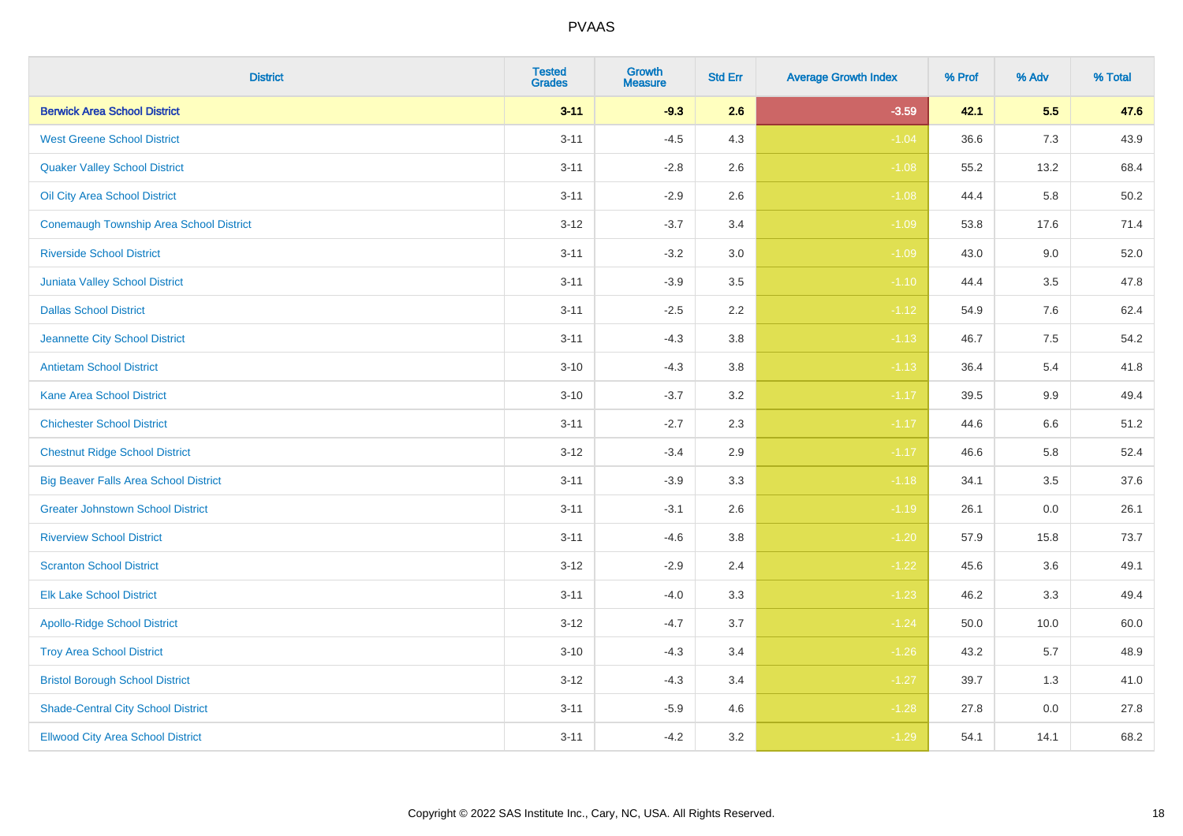| District | Tested Grades | Growth Measure | Std Err | Average Growth Index | % Prof | % Adv | % Total |
|---|---|---|---|---|---|---|---|
| **Berwick Area School District** | **3-11** | **-9.3** | **2.6** | **-3.59** | **42.1** | **5.5** | **47.6** |
| West Greene School District | 3-11 | -4.5 | 4.3 | -1.04 | 36.6 | 7.3 | 43.9 |
| Quaker Valley School District | 3-11 | -2.8 | 2.6 | -1.08 | 55.2 | 13.2 | 68.4 |
| Oil City Area School District | 3-11 | -2.9 | 2.6 | -1.08 | 44.4 | 5.8 | 50.2 |
| Conemaugh Township Area School District | 3-12 | -3.7 | 3.4 | -1.09 | 53.8 | 17.6 | 71.4 |
| Riverside School District | 3-11 | -3.2 | 3.0 | -1.09 | 43.0 | 9.0 | 52.0 |
| Juniata Valley School District | 3-11 | -3.9 | 3.5 | -1.10 | 44.4 | 3.5 | 47.8 |
| Dallas School District | 3-11 | -2.5 | 2.2 | -1.12 | 54.9 | 7.6 | 62.4 |
| Jeannette City School District | 3-11 | -4.3 | 3.8 | -1.13 | 46.7 | 7.5 | 54.2 |
| Antietam School District | 3-10 | -4.3 | 3.8 | -1.13 | 36.4 | 5.4 | 41.8 |
| Kane Area School District | 3-10 | -3.7 | 3.2 | -1.17 | 39.5 | 9.9 | 49.4 |
| Chichester School District | 3-11 | -2.7 | 2.3 | -1.17 | 44.6 | 6.6 | 51.2 |
| Chestnut Ridge School District | 3-12 | -3.4 | 2.9 | -1.17 | 46.6 | 5.8 | 52.4 |
| Big Beaver Falls Area School District | 3-11 | -3.9 | 3.3 | -1.18 | 34.1 | 3.5 | 37.6 |
| Greater Johnstown School District | 3-11 | -3.1 | 2.6 | -1.19 | 26.1 | 0.0 | 26.1 |
| Riverview School District | 3-11 | -4.6 | 3.8 | -1.20 | 57.9 | 15.8 | 73.7 |
| Scranton School District | 3-12 | -2.9 | 2.4 | -1.22 | 45.6 | 3.6 | 49.1 |
| Elk Lake School District | 3-11 | -4.0 | 3.3 | -1.23 | 46.2 | 3.3 | 49.4 |
| Apollo-Ridge School District | 3-12 | -4.7 | 3.7 | -1.24 | 50.0 | 10.0 | 60.0 |
| Troy Area School District | 3-10 | -4.3 | 3.4 | -1.26 | 43.2 | 5.7 | 48.9 |
| Bristol Borough School District | 3-12 | -4.3 | 3.4 | -1.27 | 39.7 | 1.3 | 41.0 |
| Shade-Central City School District | 3-11 | -5.9 | 4.6 | -1.28 | 27.8 | 0.0 | 27.8 |
| Ellwood City Area School District | 3-11 | -4.2 | 3.2 | -1.29 | 54.1 | 14.1 | 68.2 |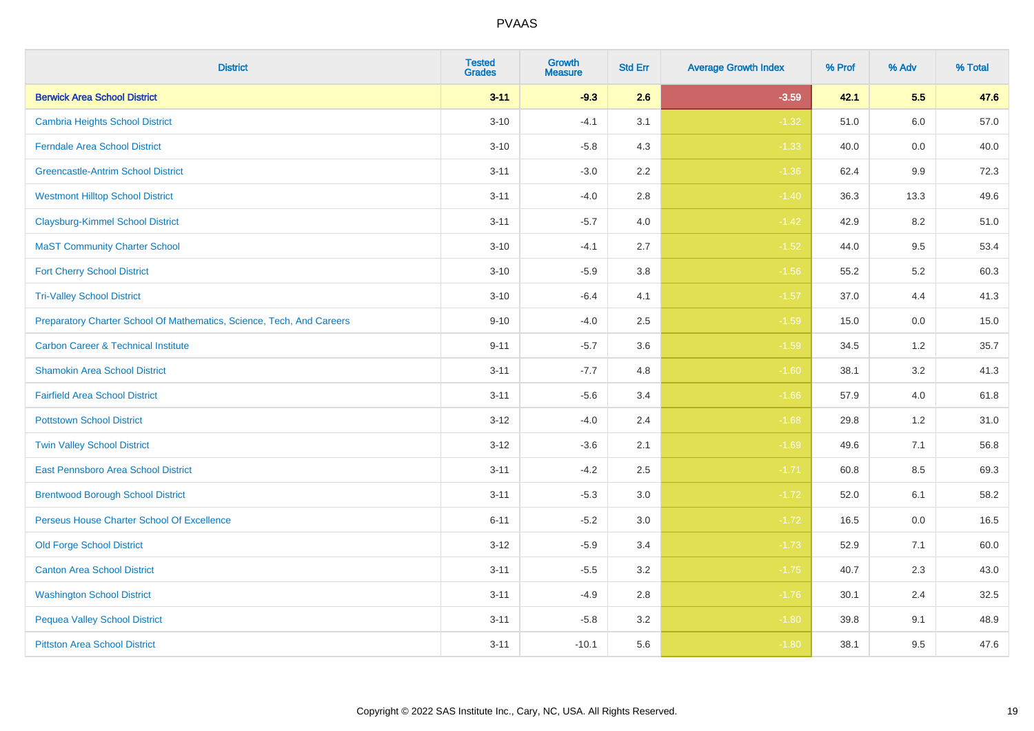| District | Tested Grades | Growth Measure | Std Err | Average Growth Index | % Prof | % Adv | % Total |
|---|---|---|---|---|---|---|---|
| **Berwick Area School District** | **3-11** | **-9.3** | **2.6** | **-3.59** | **42.1** | **5.5** | **47.6** |
| Cambria Heights School District | 3-10 | -4.1 | 3.1 | -1.32 | 51.0 | 6.0 | 57.0 |
| Ferndale Area School District | 3-10 | -5.8 | 4.3 | -1.33 | 40.0 | 0.0 | 40.0 |
| Greencastle-Antrim School District | 3-11 | -3.0 | 2.2 | -1.36 | 62.4 | 9.9 | 72.3 |
| Westmont Hilltop School District | 3-11 | -4.0 | 2.8 | -1.40 | 36.3 | 13.3 | 49.6 |
| Claysburg-Kimmel School District | 3-11 | -5.7 | 4.0 | -1.42 | 42.9 | 8.2 | 51.0 |
| MaST Community Charter School | 3-10 | -4.1 | 2.7 | -1.52 | 44.0 | 9.5 | 53.4 |
| Fort Cherry School District | 3-10 | -5.9 | 3.8 | -1.56 | 55.2 | 5.2 | 60.3 |
| Tri-Valley School District | 3-10 | -6.4 | 4.1 | -1.57 | 37.0 | 4.4 | 41.3 |
| Preparatory Charter School Of Mathematics, Science, Tech, And Careers | 9-10 | -4.0 | 2.5 | -1.59 | 15.0 | 0.0 | 15.0 |
| Carbon Career & Technical Institute | 9-11 | -5.7 | 3.6 | -1.59 | 34.5 | 1.2 | 35.7 |
| Shamokin Area School District | 3-11 | -7.7 | 4.8 | -1.60 | 38.1 | 3.2 | 41.3 |
| Fairfield Area School District | 3-11 | -5.6 | 3.4 | -1.66 | 57.9 | 4.0 | 61.8 |
| Pottstown School District | 3-12 | -4.0 | 2.4 | -1.68 | 29.8 | 1.2 | 31.0 |
| Twin Valley School District | 3-12 | -3.6 | 2.1 | -1.69 | 49.6 | 7.1 | 56.8 |
| East Pennsboro Area School District | 3-11 | -4.2 | 2.5 | -1.71 | 60.8 | 8.5 | 69.3 |
| Brentwood Borough School District | 3-11 | -5.3 | 3.0 | -1.72 | 52.0 | 6.1 | 58.2 |
| Perseus House Charter School Of Excellence | 6-11 | -5.2 | 3.0 | -1.72 | 16.5 | 0.0 | 16.5 |
| Old Forge School District | 3-12 | -5.9 | 3.4 | -1.73 | 52.9 | 7.1 | 60.0 |
| Canton Area School District | 3-11 | -5.5 | 3.2 | -1.75 | 40.7 | 2.3 | 43.0 |
| Washington School District | 3-11 | -4.9 | 2.8 | -1.76 | 30.1 | 2.4 | 32.5 |
| Pequea Valley School District | 3-11 | -5.8 | 3.2 | -1.80 | 39.8 | 9.1 | 48.9 |
| Pittston Area School District | 3-11 | -10.1 | 5.6 | -1.80 | 38.1 | 9.5 | 47.6 |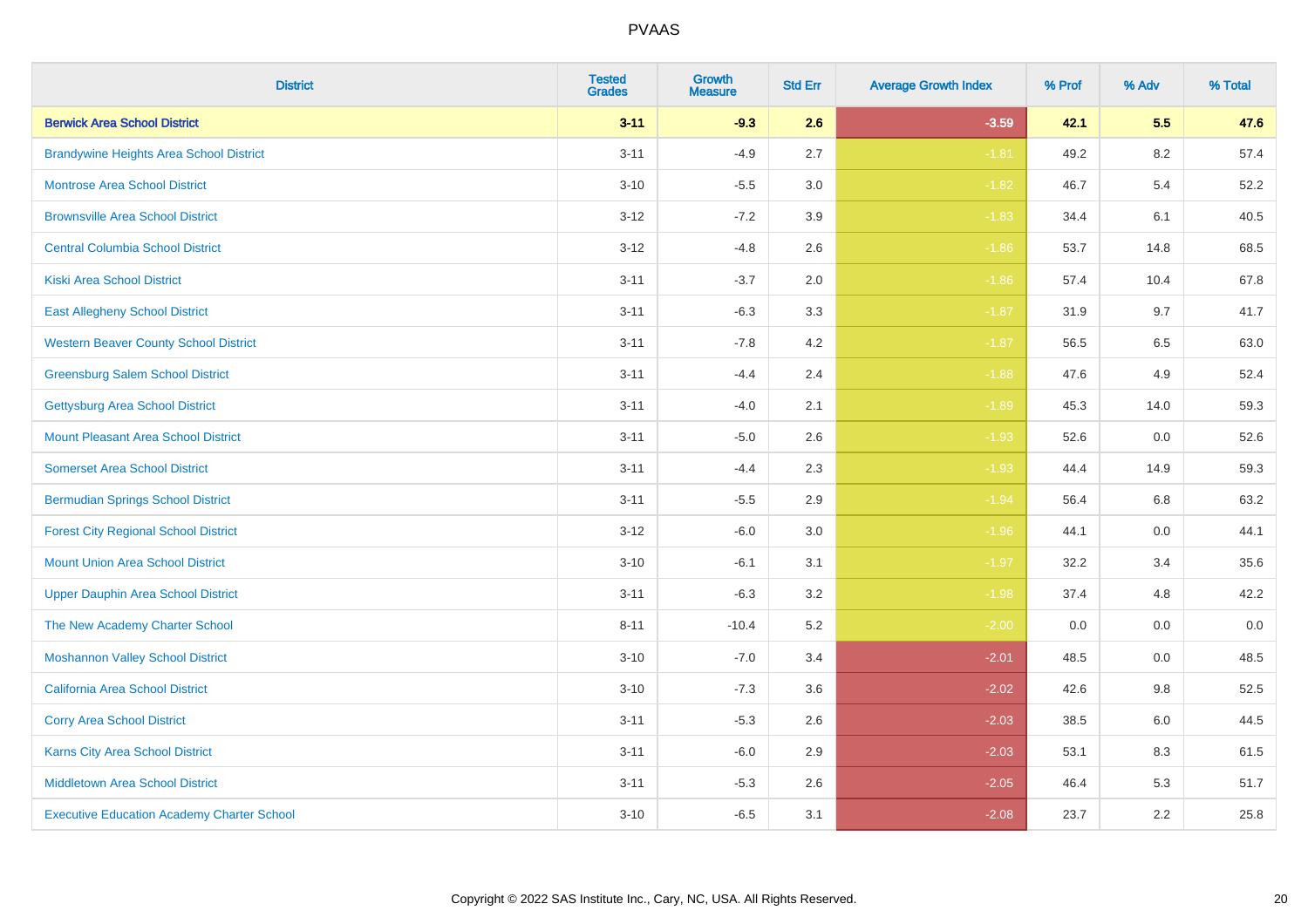# PVAAS

| District | Tested Grades | Growth Measure | Std Err | Average Growth Index | % Prof | % Adv | % Total |
|---|---|---|---|---|---|---|---|
| **Berwick Area School District** | **3-11** | **-9.3** | **2.6** | **-3.59** | **42.1** | **5.5** | **47.6** |
| Brandywine Heights Area School District | 3-11 | -4.9 | 2.7 | -1.81 | 49.2 | 8.2 | 57.4 |
| Montrose Area School District | 3-10 | -5.5 | 3.0 | -1.82 | 46.7 | 5.4 | 52.2 |
| Brownsville Area School District | 3-12 | -7.2 | 3.9 | -1.83 | 34.4 | 6.1 | 40.5 |
| Central Columbia School District | 3-12 | -4.8 | 2.6 | -1.86 | 53.7 | 14.8 | 68.5 |
| Kiski Area School District | 3-11 | -3.7 | 2.0 | -1.86 | 57.4 | 10.4 | 67.8 |
| East Allegheny School District | 3-11 | -6.3 | 3.3 | -1.87 | 31.9 | 9.7 | 41.7 |
| Western Beaver County School District | 3-11 | -7.8 | 4.2 | -1.87 | 56.5 | 6.5 | 63.0 |
| Greensburg Salem School District | 3-11 | -4.4 | 2.4 | -1.88 | 47.6 | 4.9 | 52.4 |
| Gettysburg Area School District | 3-11 | -4.0 | 2.1 | -1.89 | 45.3 | 14.0 | 59.3 |
| Mount Pleasant Area School District | 3-11 | -5.0 | 2.6 | -1.93 | 52.6 | 0.0 | 52.6 |
| Somerset Area School District | 3-11 | -4.4 | 2.3 | -1.93 | 44.4 | 14.9 | 59.3 |
| Bermudian Springs School District | 3-11 | -5.5 | 2.9 | -1.94 | 56.4 | 6.8 | 63.2 |
| Forest City Regional School District | 3-12 | -6.0 | 3.0 | -1.96 | 44.1 | 0.0 | 44.1 |
| Mount Union Area School District | 3-10 | -6.1 | 3.1 | -1.97 | 32.2 | 3.4 | 35.6 |
| Upper Dauphin Area School District | 3-11 | -6.3 | 3.2 | -1.98 | 37.4 | 4.8 | 42.2 |
| The New Academy Charter School | 8-11 | -10.4 | 5.2 | -2.00 | 0.0 | 0.0 | 0.0 |
| Moshannon Valley School District | 3-10 | -7.0 | 3.4 | -2.01 | 48.5 | 0.0 | 48.5 |
| California Area School District | 3-10 | -7.3 | 3.6 | -2.02 | 42.6 | 9.8 | 52.5 |
| Corry Area School District | 3-11 | -5.3 | 2.6 | -2.03 | 38.5 | 6.0 | 44.5 |
| Karns City Area School District | 3-11 | -6.0 | 2.9 | -2.03 | 53.1 | 8.3 | 61.5 |
| Middletown Area School District | 3-11 | -5.3 | 2.6 | -2.05 | 46.4 | 5.3 | 51.7 |
| Executive Education Academy Charter School | 3-10 | -6.5 | 3.1 | -2.08 | 23.7 | 2.2 | 25.8 |

Copyright © 2022 SAS Institute Inc., Cary, NC, USA. All Rights Reserved.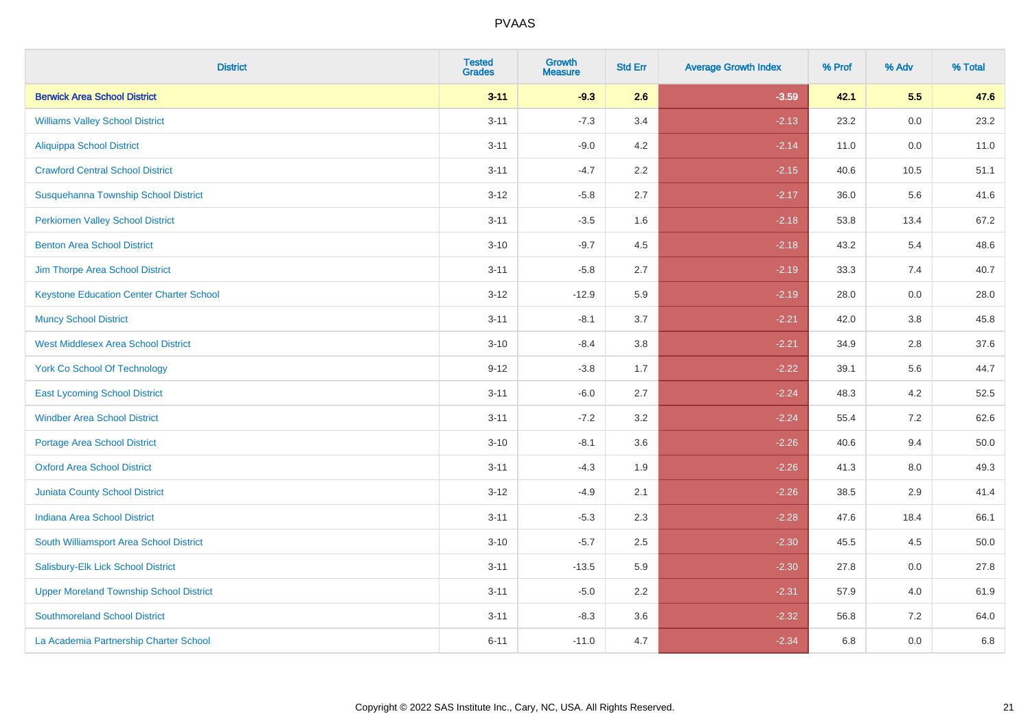| District | Tested Grades | Growth Measure | Std Err | Average Growth Index | % Prof | % Adv | % Total |
|---|---|---|---|---|---|---|---|
| **Berwick Area School District** | **3-11** | **-9.3** | **2.6** | **-3.59** | **42.1** | **5.5** | **47.6** |
| Williams Valley School District | 3-11 | -7.3 | 3.4 | -2.13 | 23.2 | 0.0 | 23.2 |
| Aliquippa School District | 3-11 | -9.0 | 4.2 | -2.14 | 11.0 | 0.0 | 11.0 |
| Crawford Central School District | 3-11 | -4.7 | 2.2 | -2.15 | 40.6 | 10.5 | 51.1 |
| Susquehanna Township School District | 3-12 | -5.8 | 2.7 | -2.17 | 36.0 | 5.6 | 41.6 |
| Perkiomen Valley School District | 3-11 | -3.5 | 1.6 | -2.18 | 53.8 | 13.4 | 67.2 |
| Benton Area School District | 3-10 | -9.7 | 4.5 | -2.18 | 43.2 | 5.4 | 48.6 |
| Jim Thorpe Area School District | 3-11 | -5.8 | 2.7 | -2.19 | 33.3 | 7.4 | 40.7 |
| Keystone Education Center Charter School | 3-12 | -12.9 | 5.9 | -2.19 | 28.0 | 0.0 | 28.0 |
| Muncy School District | 3-11 | -8.1 | 3.7 | -2.21 | 42.0 | 3.8 | 45.8 |
| West Middlesex Area School District | 3-10 | -8.4 | 3.8 | -2.21 | 34.9 | 2.8 | 37.6 |
| York Co School Of Technology | 9-12 | -3.8 | 1.7 | -2.22 | 39.1 | 5.6 | 44.7 |
| East Lycoming School District | 3-11 | -6.0 | 2.7 | -2.24 | 48.3 | 4.2 | 52.5 |
| Windber Area School District | 3-11 | -7.2 | 3.2 | -2.24 | 55.4 | 7.2 | 62.6 |
| Portage Area School District | 3-10 | -8.1 | 3.6 | -2.26 | 40.6 | 9.4 | 50.0 |
| Oxford Area School District | 3-11 | -4.3 | 1.9 | -2.26 | 41.3 | 8.0 | 49.3 |
| Juniata County School District | 3-12 | -4.9 | 2.1 | -2.26 | 38.5 | 2.9 | 41.4 |
| Indiana Area School District | 3-11 | -5.3 | 2.3 | -2.28 | 47.6 | 18.4 | 66.1 |
| South Williamsport Area School District | 3-10 | -5.7 | 2.5 | -2.30 | 45.5 | 4.5 | 50.0 |
| Salisbury-Elk Lick School District | 3-11 | -13.5 | 5.9 | -2.30 | 27.8 | 0.0 | 27.8 |
| Upper Moreland Township School District | 3-11 | -5.0 | 2.2 | -2.31 | 57.9 | 4.0 | 61.9 |
| Southmoreland School District | 3-11 | -8.3 | 3.6 | -2.32 | 56.8 | 7.2 | 64.0 |
| La Academia Partnership Charter School | 6-11 | -11.0 | 4.7 | -2.34 | 6.8 | 0.0 | 6.8 |

Copyright © 2022 SAS Institute Inc., Cary, NC, USA. All Rights Reserved.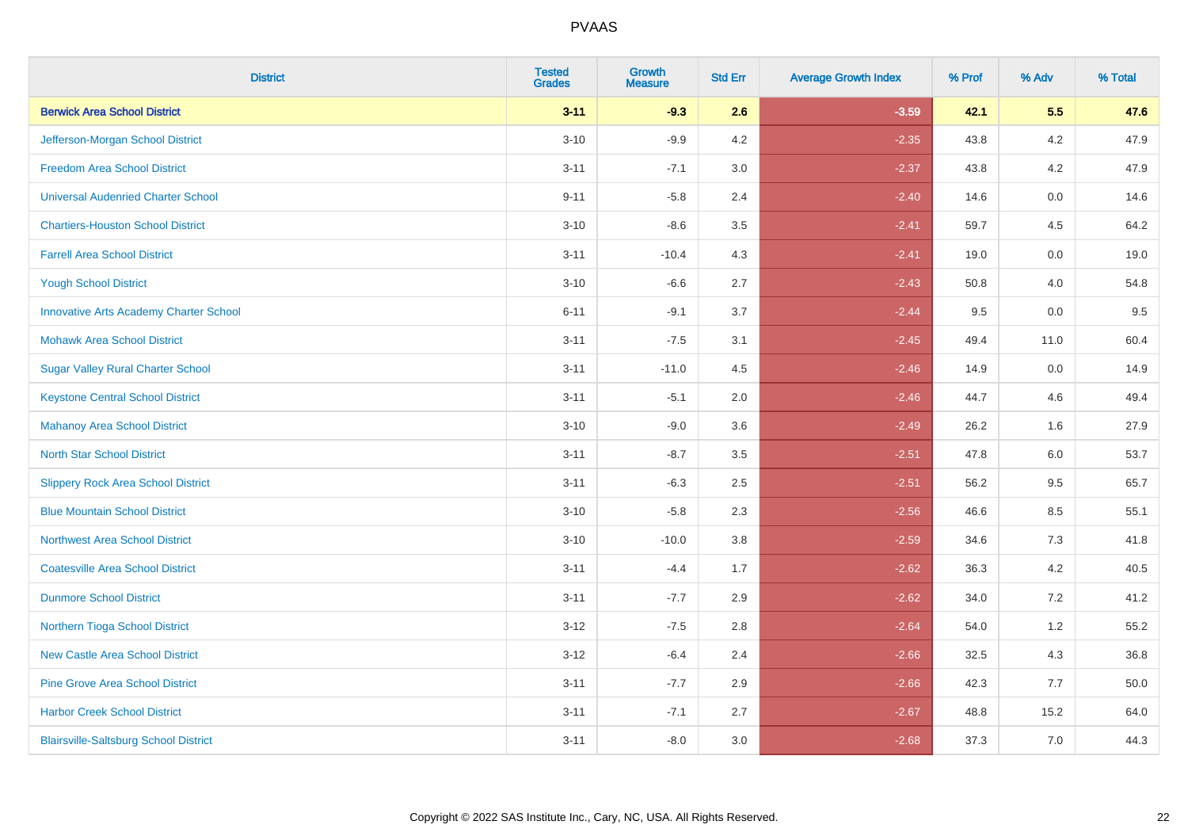| District | Tested Grades | Growth Measure | Std Err | Average Growth Index | % Prof | % Adv | % Total |
|---|---|---|---|---|---|---|---|
| **Berwick Area School District** | **3-11** | **-9.3** | **2.6** | **-3.59** | **42.1** | **5.5** | **47.6** |
| Jefferson-Morgan School District | 3-10 | -9.9 | 4.2 | -2.35 | 43.8 | 4.2 | 47.9 |
| Freedom Area School District | 3-11 | -7.1 | 3.0 | -2.37 | 43.8 | 4.2 | 47.9 |
| Universal Audenried Charter School | 9-11 | -5.8 | 2.4 | -2.40 | 14.6 | 0.0 | 14.6 |
| Chartiers-Houston School District | 3-10 | -8.6 | 3.5 | -2.41 | 59.7 | 4.5 | 64.2 |
| Farrell Area School District | 3-11 | -10.4 | 4.3 | -2.41 | 19.0 | 0.0 | 19.0 |
| Yough School District | 3-10 | -6.6 | 2.7 | -2.43 | 50.8 | 4.0 | 54.8 |
| Innovative Arts Academy Charter School | 6-11 | -9.1 | 3.7 | -2.44 | 9.5 | 0.0 | 9.5 |
| Mohawk Area School District | 3-11 | -7.5 | 3.1 | -2.45 | 49.4 | 11.0 | 60.4 |
| Sugar Valley Rural Charter School | 3-11 | -11.0 | 4.5 | -2.46 | 14.9 | 0.0 | 14.9 |
| Keystone Central School District | 3-11 | -5.1 | 2.0 | -2.46 | 44.7 | 4.6 | 49.4 |
| Mahanoy Area School District | 3-10 | -9.0 | 3.6 | -2.49 | 26.2 | 1.6 | 27.9 |
| North Star School District | 3-11 | -8.7 | 3.5 | -2.51 | 47.8 | 6.0 | 53.7 |
| Slippery Rock Area School District | 3-11 | -6.3 | 2.5 | -2.51 | 56.2 | 9.5 | 65.7 |
| Blue Mountain School District | 3-10 | -5.8 | 2.3 | -2.56 | 46.6 | 8.5 | 55.1 |
| Northwest Area School District | 3-10 | -10.0 | 3.8 | -2.59 | 34.6 | 7.3 | 41.8 |
| Coatesville Area School District | 3-11 | -4.4 | 1.7 | -2.62 | 36.3 | 4.2 | 40.5 |
| Dunmore School District | 3-11 | -7.7 | 2.9 | -2.62 | 34.0 | 7.2 | 41.2 |
| Northern Tioga School District | 3-12 | -7.5 | 2.8 | -2.64 | 54.0 | 1.2 | 55.2 |
| New Castle Area School District | 3-12 | -6.4 | 2.4 | -2.66 | 32.5 | 4.3 | 36.8 |
| Pine Grove Area School District | 3-11 | -7.7 | 2.9 | -2.66 | 42.3 | 7.7 | 50.0 |
| Harbor Creek School District | 3-11 | -7.1 | 2.7 | -2.67 | 48.8 | 15.2 | 64.0 |
| Blairsville-Saltsburg School District | 3-11 | -8.0 | 3.0 | -2.68 | 37.3 | 7.0 | 44.3 |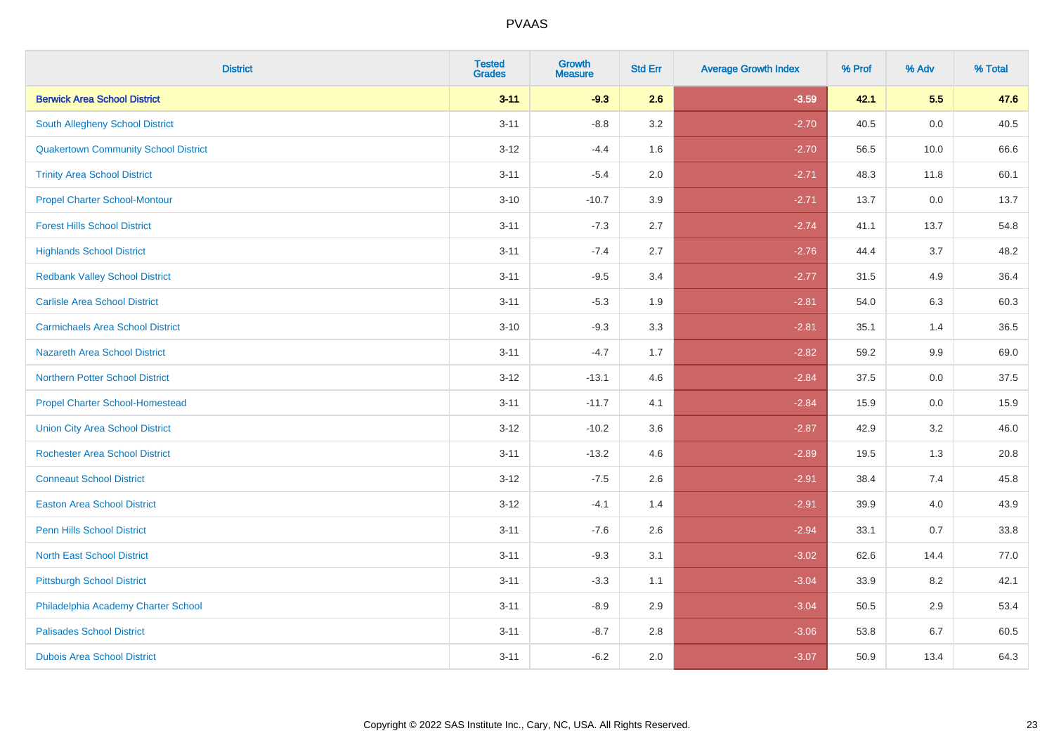PVAAS

| District | Tested Grades | Growth Measure | Std Err | Average Growth Index | % Prof | % Adv | % Total |
|---|---|---|---|---|---|---|---|
| **Berwick Area School District** | **3-11** | **-9.3** | **2.6** | **-3.59** | **42.1** | **5.5** | **47.6** |
| South Allegheny School District | 3-11 | -8.8 | 3.2 | -2.70 | 40.5 | 0.0 | 40.5 |
| Quakertown Community School District | 3-12 | -4.4 | 1.6 | -2.70 | 56.5 | 10.0 | 66.6 |
| Trinity Area School District | 3-11 | -5.4 | 2.0 | -2.71 | 48.3 | 11.8 | 60.1 |
| Propel Charter School-Montour | 3-10 | -10.7 | 3.9 | -2.71 | 13.7 | 0.0 | 13.7 |
| Forest Hills School District | 3-11 | -7.3 | 2.7 | -2.74 | 41.1 | 13.7 | 54.8 |
| Highlands School District | 3-11 | -7.4 | 2.7 | -2.76 | 44.4 | 3.7 | 48.2 |
| Redbank Valley School District | 3-11 | -9.5 | 3.4 | -2.77 | 31.5 | 4.9 | 36.4 |
| Carlisle Area School District | 3-11 | -5.3 | 1.9 | -2.81 | 54.0 | 6.3 | 60.3 |
| Carmichaels Area School District | 3-10 | -9.3 | 3.3 | -2.81 | 35.1 | 1.4 | 36.5 |
| Nazareth Area School District | 3-11 | -4.7 | 1.7 | -2.82 | 59.2 | 9.9 | 69.0 |
| Northern Potter School District | 3-12 | -13.1 | 4.6 | -2.84 | 37.5 | 0.0 | 37.5 |
| Propel Charter School-Homestead | 3-11 | -11.7 | 4.1 | -2.84 | 15.9 | 0.0 | 15.9 |
| Union City Area School District | 3-12 | -10.2 | 3.6 | -2.87 | 42.9 | 3.2 | 46.0 |
| Rochester Area School District | 3-11 | -13.2 | 4.6 | -2.89 | 19.5 | 1.3 | 20.8 |
| Conneaut School District | 3-12 | -7.5 | 2.6 | -2.91 | 38.4 | 7.4 | 45.8 |
| Easton Area School District | 3-12 | -4.1 | 1.4 | -2.91 | 39.9 | 4.0 | 43.9 |
| Penn Hills School District | 3-11 | -7.6 | 2.6 | -2.94 | 33.1 | 0.7 | 33.8 |
| North East School District | 3-11 | -9.3 | 3.1 | -3.02 | 62.6 | 14.4 | 77.0 |
| Pittsburgh School District | 3-11 | -3.3 | 1.1 | -3.04 | 33.9 | 8.2 | 42.1 |
| Philadelphia Academy Charter School | 3-11 | -8.9 | 2.9 | -3.04 | 50.5 | 2.9 | 53.4 |
| Palisades School District | 3-11 | -8.7 | 2.8 | -3.06 | 53.8 | 6.7 | 60.5 |
| Dubois Area School District | 3-11 | -6.2 | 2.0 | -3.07 | 50.9 | 13.4 | 64.3 |

Copyright © 2022 SAS Institute Inc., Cary, NC, USA. All Rights Reserved.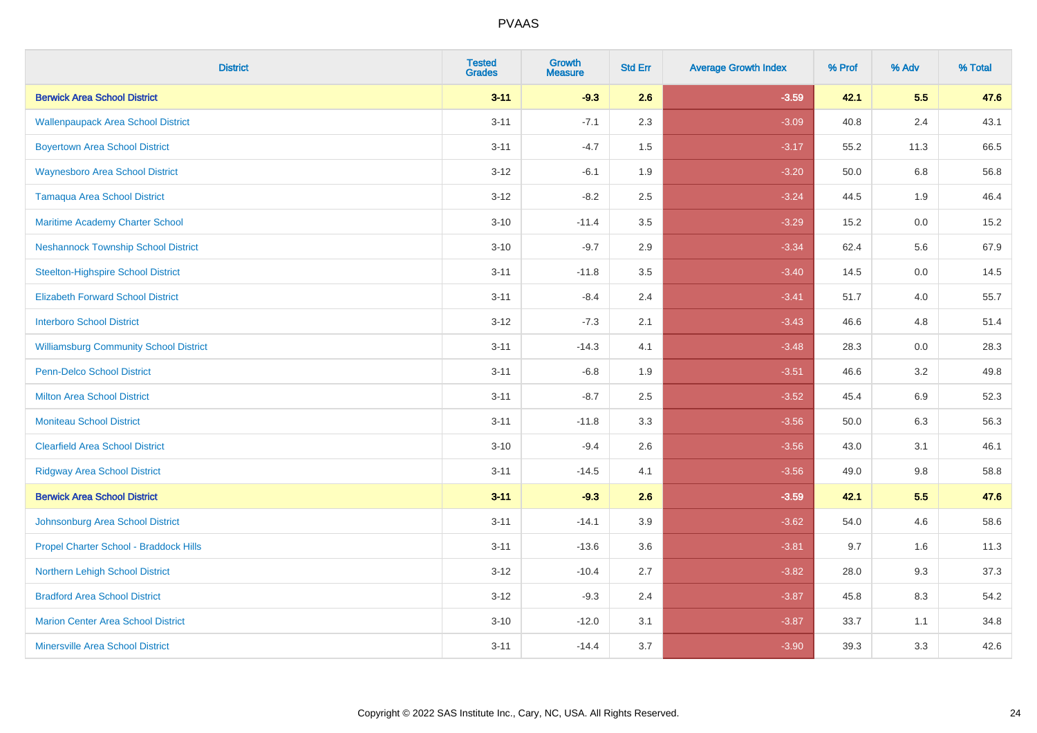| District | Tested Grades | Growth Measure | Std Err | Average Growth Index | % Prof | % Adv | % Total |
|---|---|---|---|---|---|---|---|
| **Berwick Area School District** | **3-11** | **-9.3** | **2.6** | **-3.59** | **42.1** | **5.5** | **47.6** |
| Wallenpaupack Area School District | 3-11 | -7.1 | 2.3 | -3.09 | 40.8 | 2.4 | 43.1 |
| Boyertown Area School District | 3-11 | -4.7 | 1.5 | -3.17 | 55.2 | 11.3 | 66.5 |
| Waynesboro Area School District | 3-12 | -6.1 | 1.9 | -3.20 | 50.0 | 6.8 | 56.8 |
| Tamaqua Area School District | 3-12 | -8.2 | 2.5 | -3.24 | 44.5 | 1.9 | 46.4 |
| Maritime Academy Charter School | 3-10 | -11.4 | 3.5 | -3.29 | 15.2 | 0.0 | 15.2 |
| Neshannock Township School District | 3-10 | -9.7 | 2.9 | -3.34 | 62.4 | 5.6 | 67.9 |
| Steelton-Highspire School District | 3-11 | -11.8 | 3.5 | -3.40 | 14.5 | 0.0 | 14.5 |
| Elizabeth Forward School District | 3-11 | -8.4 | 2.4 | -3.41 | 51.7 | 4.0 | 55.7 |
| Interboro School District | 3-12 | -7.3 | 2.1 | -3.43 | 46.6 | 4.8 | 51.4 |
| Williamsburg Community School District | 3-11 | -14.3 | 4.1 | -3.48 | 28.3 | 0.0 | 28.3 |
| Penn-Delco School District | 3-11 | -6.8 | 1.9 | -3.51 | 46.6 | 3.2 | 49.8 |
| Milton Area School District | 3-11 | -8.7 | 2.5 | -3.52 | 45.4 | 6.9 | 52.3 |
| Moniteau School District | 3-11 | -11.8 | 3.3 | -3.56 | 50.0 | 6.3 | 56.3 |
| Clearfield Area School District | 3-10 | -9.4 | 2.6 | -3.56 | 43.0 | 3.1 | 46.1 |
| Ridgway Area School District | 3-11 | -14.5 | 4.1 | -3.56 | 49.0 | 9.8 | 58.8 |
| **Berwick Area School District** | **3-11** | **-9.3** | **2.6** | **-3.59** | **42.1** | **5.5** | **47.6** |
| Johnsonburg Area School District | 3-11 | -14.1 | 3.9 | -3.62 | 54.0 | 4.6 | 58.6 |
| Propel Charter School - Braddock Hills | 3-11 | -13.6 | 3.6 | -3.81 | 9.7 | 1.6 | 11.3 |
| Northern Lehigh School District | 3-12 | -10.4 | 2.7 | -3.82 | 28.0 | 9.3 | 37.3 |
| Bradford Area School District | 3-12 | -9.3 | 2.4 | -3.87 | 45.8 | 8.3 | 54.2 |
| Marion Center Area School District | 3-10 | -12.0 | 3.1 | -3.87 | 33.7 | 1.1 | 34.8 |
| Minersville Area School District | 3-11 | -14.4 | 3.7 | -3.90 | 39.3 | 3.3 | 42.6 |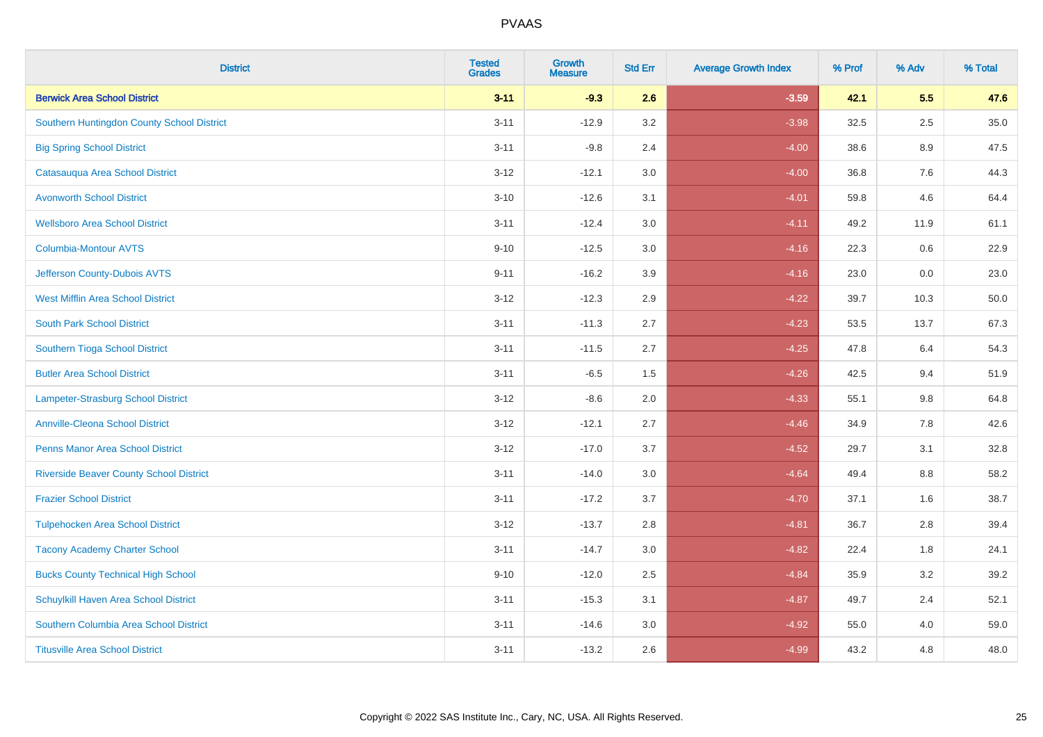| District | Tested Grades | Growth Measure | Std Err | Average Growth Index | % Prof | % Adv | % Total |
|---|---|---|---|---|---|---|---|
| **Berwick Area School District** | **3-11** | **-9.3** | **2.6** | **-3.59** | **42.1** | **5.5** | **47.6** |
| Southern Huntingdon County School District | 3-11 | -12.9 | 3.2 | -3.98 | 32.5 | 2.5 | 35.0 |
| Big Spring School District | 3-11 | -9.8 | 2.4 | -4.00 | 38.6 | 8.9 | 47.5 |
| Catasauqua Area School District | 3-12 | -12.1 | 3.0 | -4.00 | 36.8 | 7.6 | 44.3 |
| Avonworth School District | 3-10 | -12.6 | 3.1 | -4.01 | 59.8 | 4.6 | 64.4 |
| Wellsboro Area School District | 3-11 | -12.4 | 3.0 | -4.11 | 49.2 | 11.9 | 61.1 |
| Columbia-Montour AVTS | 9-10 | -12.5 | 3.0 | -4.16 | 22.3 | 0.6 | 22.9 |
| Jefferson County-Dubois AVTS | 9-11 | -16.2 | 3.9 | -4.16 | 23.0 | 0.0 | 23.0 |
| West Mifflin Area School District | 3-12 | -12.3 | 2.9 | -4.22 | 39.7 | 10.3 | 50.0 |
| South Park School District | 3-11 | -11.3 | 2.7 | -4.23 | 53.5 | 13.7 | 67.3 |
| Southern Tioga School District | 3-11 | -11.5 | 2.7 | -4.25 | 47.8 | 6.4 | 54.3 |
| Butler Area School District | 3-11 | -6.5 | 1.5 | -4.26 | 42.5 | 9.4 | 51.9 |
| Lampeter-Strasburg School District | 3-12 | -8.6 | 2.0 | -4.33 | 55.1 | 9.8 | 64.8 |
| Annville-Cleona School District | 3-12 | -12.1 | 2.7 | -4.46 | 34.9 | 7.8 | 42.6 |
| Penns Manor Area School District | 3-12 | -17.0 | 3.7 | -4.52 | 29.7 | 3.1 | 32.8 |
| Riverside Beaver County School District | 3-11 | -14.0 | 3.0 | -4.64 | 49.4 | 8.8 | 58.2 |
| Frazier School District | 3-11 | -17.2 | 3.7 | -4.70 | 37.1 | 1.6 | 38.7 |
| Tulpehocken Area School District | 3-12 | -13.7 | 2.8 | -4.81 | 36.7 | 2.8 | 39.4 |
| Tacony Academy Charter School | 3-11 | -14.7 | 3.0 | -4.82 | 22.4 | 1.8 | 24.1 |
| Bucks County Technical High School | 9-10 | -12.0 | 2.5 | -4.84 | 35.9 | 3.2 | 39.2 |
| Schuylkill Haven Area School District | 3-11 | -15.3 | 3.1 | -4.87 | 49.7 | 2.4 | 52.1 |
| Southern Columbia Area School District | 3-11 | -14.6 | 3.0 | -4.92 | 55.0 | 4.0 | 59.0 |
| Titusville Area School District | 3-11 | -13.2 | 2.6 | -4.99 | 43.2 | 4.8 | 48.0 |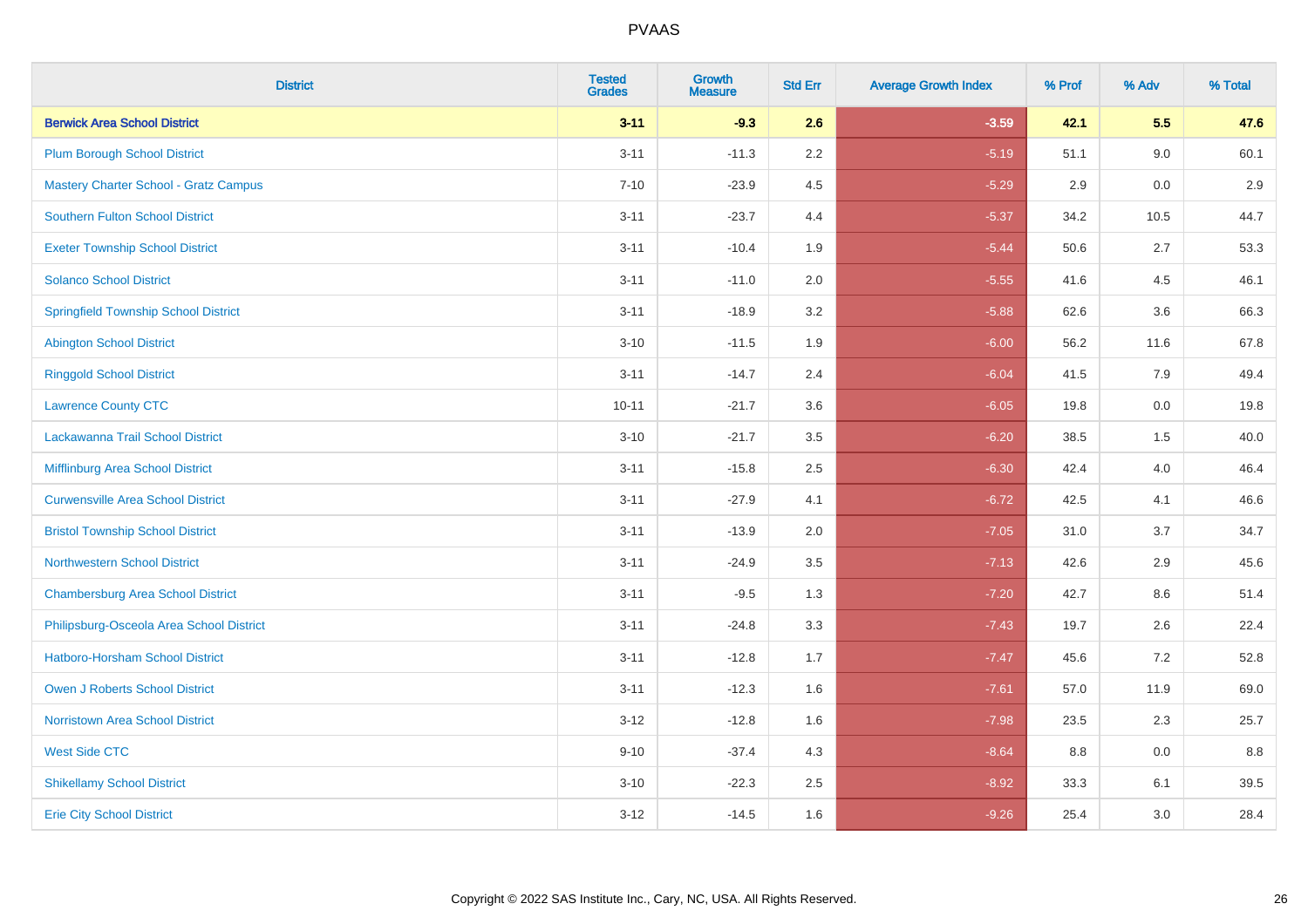| District | Tested Grades | Growth Measure | Std Err | Average Growth Index | % Prof | % Adv | % Total |
|---|---|---|---|---|---|---|---|
| **Berwick Area School District** | **3-11** | **-9.3** | **2.6** | **-3.59** | **42.1** | **5.5** | **47.6** |
| Plum Borough School District | 3-11 | -11.3 | 2.2 | -5.19 | 51.1 | 9.0 | 60.1 |
| Mastery Charter School - Gratz Campus | 7-10 | -23.9 | 4.5 | -5.29 | 2.9 | 0.0 | 2.9 |
| Southern Fulton School District | 3-11 | -23.7 | 4.4 | -5.37 | 34.2 | 10.5 | 44.7 |
| Exeter Township School District | 3-11 | -10.4 | 1.9 | -5.44 | 50.6 | 2.7 | 53.3 |
| Solanco School District | 3-11 | -11.0 | 2.0 | -5.55 | 41.6 | 4.5 | 46.1 |
| Springfield Township School District | 3-11 | -18.9 | 3.2 | -5.88 | 62.6 | 3.6 | 66.3 |
| Abington School District | 3-10 | -11.5 | 1.9 | -6.00 | 56.2 | 11.6 | 67.8 |
| Ringgold School District | 3-11 | -14.7 | 2.4 | -6.04 | 41.5 | 7.9 | 49.4 |
| Lawrence County CTC | 10-11 | -21.7 | 3.6 | -6.05 | 19.8 | 0.0 | 19.8 |
| Lackawanna Trail School District | 3-10 | -21.7 | 3.5 | -6.20 | 38.5 | 1.5 | 40.0 |
| Mifflinburg Area School District | 3-11 | -15.8 | 2.5 | -6.30 | 42.4 | 4.0 | 46.4 |
| Curwensville Area School District | 3-11 | -27.9 | 4.1 | -6.72 | 42.5 | 4.1 | 46.6 |
| Bristol Township School District | 3-11 | -13.9 | 2.0 | -7.05 | 31.0 | 3.7 | 34.7 |
| Northwestern School District | 3-11 | -24.9 | 3.5 | -7.13 | 42.6 | 2.9 | 45.6 |
| Chambersburg Area School District | 3-11 | -9.5 | 1.3 | -7.20 | 42.7 | 8.6 | 51.4 |
| Philipsburg-Osceola Area School District | 3-11 | -24.8 | 3.3 | -7.43 | 19.7 | 2.6 | 22.4 |
| Hatboro-Horsham School District | 3-11 | -12.8 | 1.7 | -7.47 | 45.6 | 7.2 | 52.8 |
| Owen J Roberts School District | 3-11 | -12.3 | 1.6 | -7.61 | 57.0 | 11.9 | 69.0 |
| Norristown Area School District | 3-12 | -12.8 | 1.6 | -7.98 | 23.5 | 2.3 | 25.7 |
| West Side CTC | 9-10 | -37.4 | 4.3 | -8.64 | 8.8 | 0.0 | 8.8 |
| Shikellamy School District | 3-10 | -22.3 | 2.5 | -8.92 | 33.3 | 6.1 | 39.5 |
| Erie City School District | 3-12 | -14.5 | 1.6 | -9.26 | 25.4 | 3.0 | 28.4 |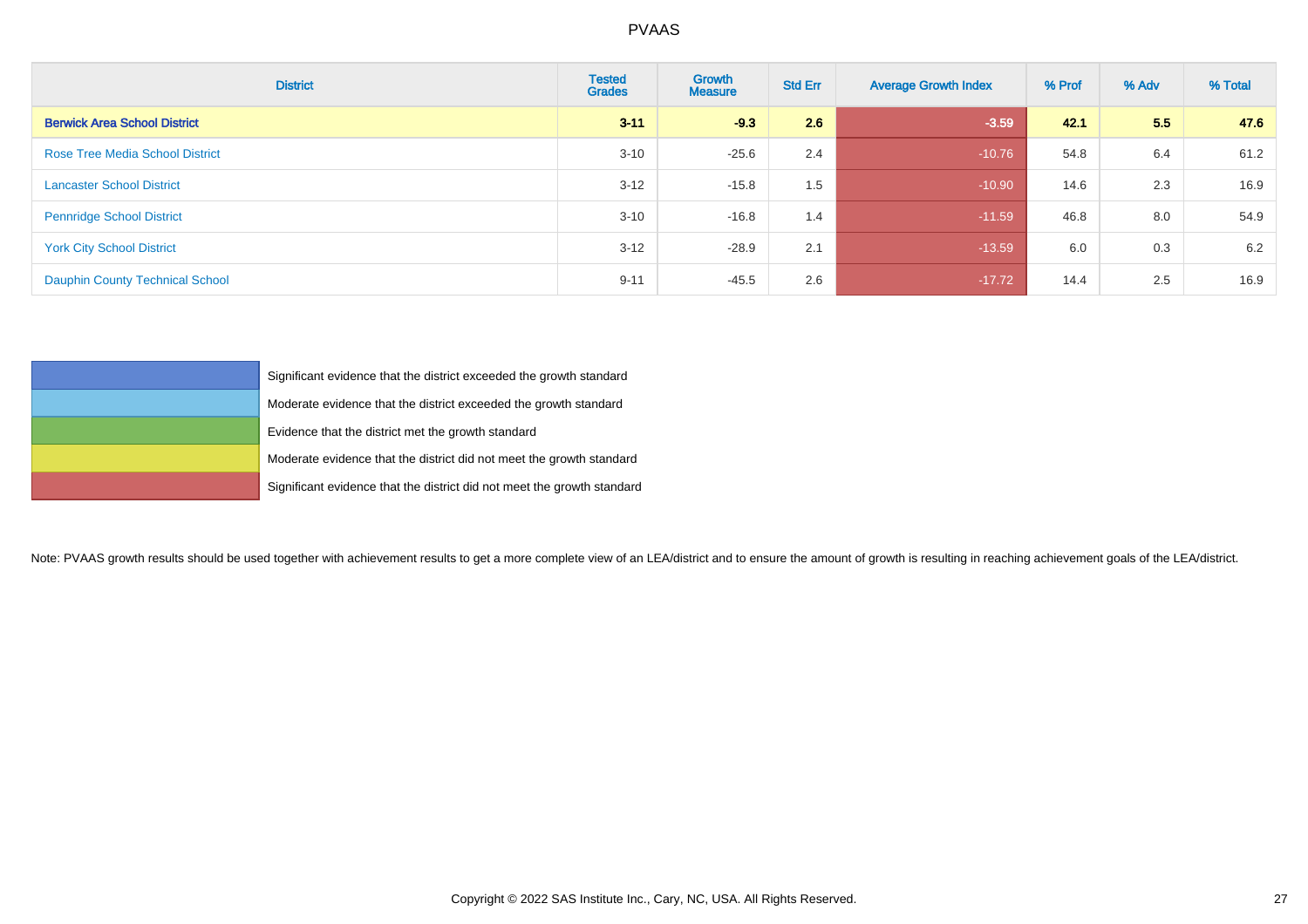# PVAAS

| District | Tested Grades | Growth Measure | Std Err | Average Growth Index | % Prof | % Adv | % Total |
|---|---|---|---|---|---|---|---|
| **Berwick Area School District** | **3-11** | **-9.3** | **2.6** | **-3.59** | **42.1** | **5.5** | **47.6** |
| Rose Tree Media School District | 3-10 | -25.6 | 2.4 | -10.76 | 54.8 | 6.4 | 61.2 |
| Lancaster School District | 3-12 | -15.8 | 1.5 | -10.90 | 14.6 | 2.3 | 16.9 |
| Pennridge School District | 3-10 | -16.8 | 1.4 | -11.59 | 46.8 | 8.0 | 54.9 |
| York City School District | 3-12 | -28.9 | 2.1 | -13.59 | 6.0 | 0.3 | 6.2 |
| Dauphin County Technical School | 9-11 | -45.5 | 2.6 | -17.72 | 14.4 | 2.5 | 16.9 |

Significant evidence that the district exceeded the growth standard

Moderate evidence that the district exceeded the growth standard

Evidence that the district met the growth standard

Moderate evidence that the district did not meet the growth standard

Significant evidence that the district did not meet the growth standard

Note: PVAAS growth results should be used together with achievement results to get a more complete view of an LEA/district and to ensure the amount of growth is resulting in reaching achievement goals of the LEA/district.

Copyright © 2022 SAS Institute Inc., Cary, NC, USA. All Rights Reserved.